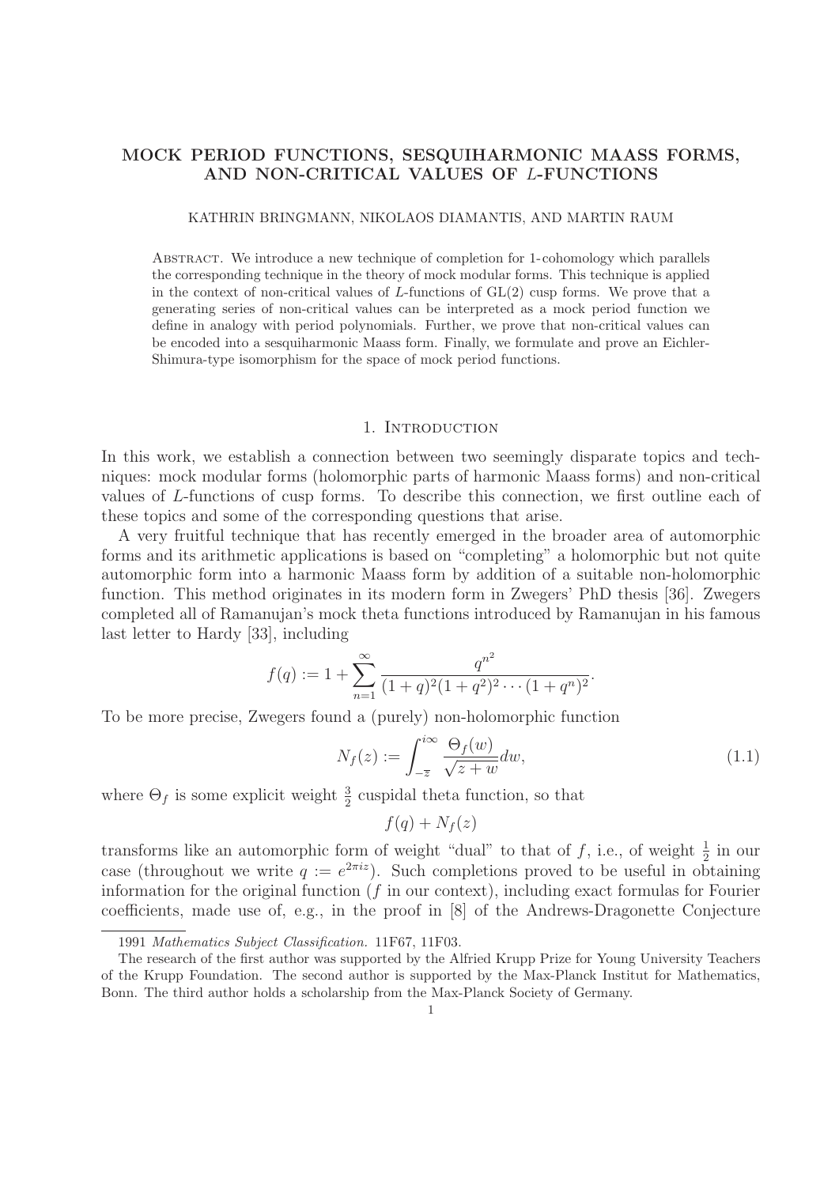# MOCK PERIOD FUNCTIONS, SESQUIHARMONIC MAASS FORMS, AND NON-CRITICAL VALUES OF $L$-FUNCTIONS

KATHRIN BRINGMANN, NIKOLAOS DIAMANTIS, AND MARTIN RAUM

Abstract. We introduce a new technique of completion for 1-cohomology which parallels the corresponding technique in the theory of mock modular forms. This technique is applied in the context of non-critical values of $L$-functions of GL(2) cusp forms. We prove that a generating series of non-critical values can be interpreted as a mock period function we define in analogy with period polynomials. Further, we prove that non-critical values can be encoded into a sesquiharmonic Maass form. Finally, we formulate and prove an Eichler-Shimura-type isomorphism for the space of mock period functions.

## 1. Introduction

In this work, we establish a connection between two seemingly disparate topics and techniques: mock modular forms (holomorphic parts of harmonic Maass forms) and non-critical values of $L$-functions of cusp forms. To describe this connection, we first outline each of these topics and some of the corresponding questions that arise.

A very fruitful technique that has recently emerged in the broader area of automorphic forms and its arithmetic applications is based on "completing" a holomorphic but not quite automorphic form into a harmonic Maass form by addition of a suitable non-holomorphic function. This method originates in its modern form in Zwegers' PhD thesis [36]. Zwegers completed all of Ramanujan's mock theta functions introduced by Ramanujan in his famous last letter to Hardy [33], including

$$f(q) := 1 + \sum_{n=1}^{\infty} \frac{q^{n^2}}{(1+q)^2(1+q^2)^2 \cdots (1+q^n)^2}.$$

To be more precise, Zwegers found a (purely) non-holomorphic function

$$N_f(z) := \int_{-\overline{z}}^{i\infty} \frac{\Theta_f(w)}{\sqrt{z+w}} dw, \tag{1.1}$$

where $\Theta_f$ is some explicit weight $\frac{3}{2}$ cuspidal theta function, so that

$$f(q) + N_f(z)$$

transforms like an automorphic form of weight "dual" to that of $f$, i.e., of weight $\frac{1}{2}$ in our case (throughout we write $q := e^{2\pi i z}$). Such completions proved to be useful in obtaining information for the original function ($f$ in our context), including exact formulas for Fourier coefficients, made use of, e.g., in the proof in [8] of the Andrews-Dragonette Conjecture

1991 *Mathematics Subject Classification.* 11F67, 11F03.

The research of the first author was supported by the Alfried Krupp Prize for Young University Teachers of the Krupp Foundation. The second author is supported by the Max-Planck Institut for Mathematics, Bonn. The third author holds a scholarship from the Max-Planck Society of Germany.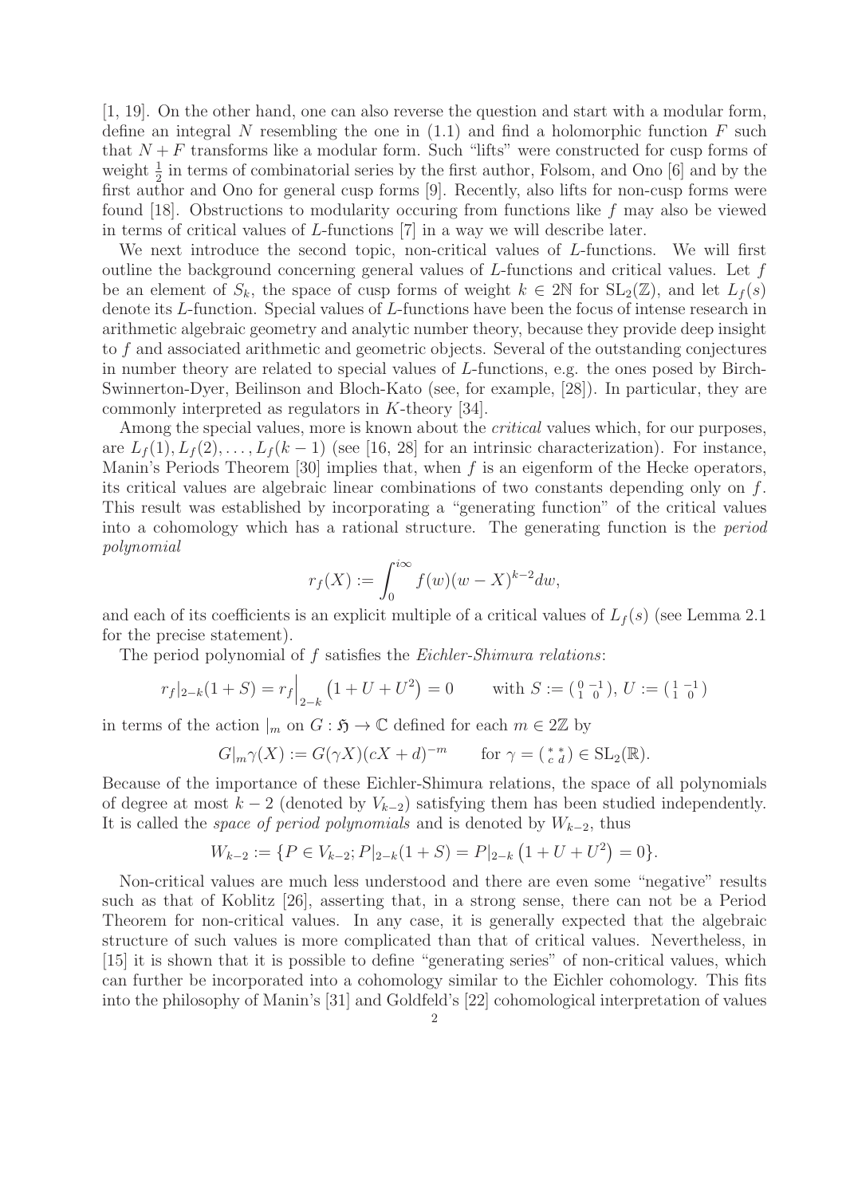[1, 19]. On the other hand, one can also reverse the question and start with a modular form, define an integral $N$ resembling the one in (1.1) and find a holomorphic function $F$ such that $N + F$ transforms like a modular form. Such "lifts" were constructed for cusp forms of weight $\frac{1}{2}$ in terms of combinatorial series by the first author, Folsom, and Ono [6] and by the first author and Ono for general cusp forms [9]. Recently, also lifts for non-cusp forms were found [18]. Obstructions to modularity occuring from functions like $f$ may also be viewed in terms of critical values of $L$-functions [7] in a way we will describe later.

We next introduce the second topic, non-critical values of $L$-functions. We will first outline the background concerning general values of $L$-functions and critical values. Let $f$ be an element of $S_k$, the space of cusp forms of weight $k \in 2\mathbb{N}$ for $\mathrm{SL}_2(\mathbb{Z})$, and let $L_f(s)$ denote its $L$-function. Special values of $L$-functions have been the focus of intense research in arithmetic algebraic geometry and analytic number theory, because they provide deep insight to $f$ and associated arithmetic and geometric objects. Several of the outstanding conjectures in number theory are related to special values of $L$-functions, e.g. the ones posed by Birch-Swinnerton-Dyer, Beilinson and Bloch-Kato (see, for example, [28]). In particular, they are commonly interpreted as regulators in $K$-theory [34].

Among the special values, more is known about the *critical* values which, for our purposes, are $L_f(1), L_f(2), \ldots, L_f(k-1)$ (see [16, 28] for an intrinsic characterization). For instance, Manin's Periods Theorem [30] implies that, when $f$ is an eigenform of the Hecke operators, its critical values are algebraic linear combinations of two constants depending only on $f$. This result was established by incorporating a "generating function" of the critical values into a cohomology which has a rational structure. The generating function is the *period polynomial*

$$r_f(X) := \int_0^{i\infty} f(w)(w - X)^{k-2} dw,$$

and each of its coefficients is an explicit multiple of a critical values of $L_f(s)$ (see Lemma 2.1 for the precise statement).

The period polynomial of $f$ satisfies the *Eichler-Shimura relations*:

$$r_f|_{2-k}(1 + S) = r_f\Big|_{2-k}\left(1 + U + U^2\right) = 0 \qquad \text{with } S := \left(\begin{smallmatrix} 0 & -1 \\ 1 & 0 \end{smallmatrix}\right),\ U := \left(\begin{smallmatrix} 1 & -1 \\ 1 & 0 \end{smallmatrix}\right)$$

in terms of the action $|_m$ on $G : \mathfrak{H} \to \mathbb{C}$ defined for each $m \in 2\mathbb{Z}$ by

$$G|_m\gamma(X) := G(\gamma X)(cX + d)^{-m} \qquad \text{for } \gamma = \left(\begin{smallmatrix} * & * \\ c & d \end{smallmatrix}\right) \in \mathrm{SL}_2(\mathbb{R}).$$

Because of the importance of these Eichler-Shimura relations, the space of all polynomials of degree at most $k-2$ (denoted by $V_{k-2}$) satisfying them has been studied independently. It is called the *space of period polynomials* and is denoted by $W_{k-2}$, thus

$$W_{k-2} := \{P \in V_{k-2};\, P|_{2-k}(1 + S) = P|_{2-k}\left(1 + U + U^2\right) = 0\}.$$

Non-critical values are much less understood and there are even some "negative" results such as that of Koblitz [26], asserting that, in a strong sense, there can not be a Period Theorem for non-critical values. In any case, it is generally expected that the algebraic structure of such values is more complicated than that of critical values. Nevertheless, in [15] it is shown that it is possible to define "generating series" of non-critical values, which can further be incorporated into a cohomology similar to the Eichler cohomology. This fits into the philosophy of Manin's [31] and Goldfeld's [22] cohomological interpretation of values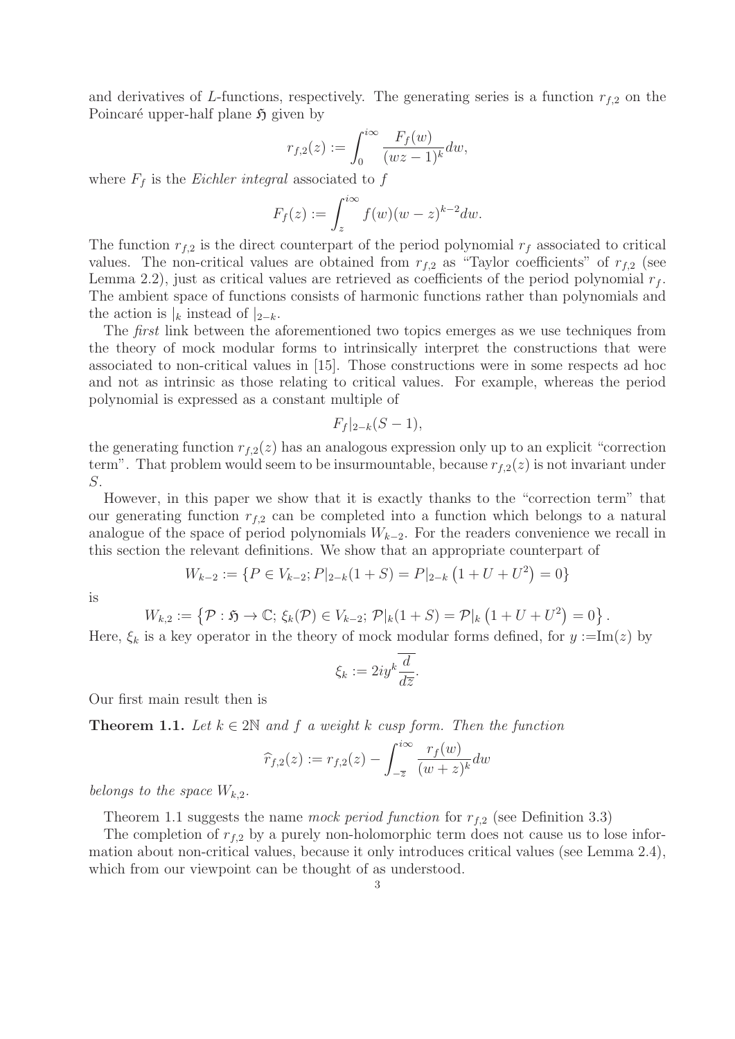and derivatives of $L$-functions, respectively. The generating series is a function $r_{f,2}$ on the Poincaré upper-half plane $\mathfrak{H}$ given by

$$r_{f,2}(z) := \int_0^{i\infty} \frac{F_f(w)}{(wz-1)^k} dw,$$

where $F_f$ is the *Eichler integral* associated to $f$

$$F_f(z) := \int_z^{i\infty} f(w)(w-z)^{k-2} dw.$$

The function $r_{f,2}$ is the direct counterpart of the period polynomial $r_f$ associated to critical values. The non-critical values are obtained from $r_{f,2}$ as "Taylor coefficients" of $r_{f,2}$ (see Lemma 2.2), just as critical values are retrieved as coefficients of the period polynomial $r_f$. The ambient space of functions consists of harmonic functions rather than polynomials and the action is $|_k$ instead of $|_{2-k}$.

The *first* link between the aforementioned two topics emerges as we use techniques from the theory of mock modular forms to intrinsically interpret the constructions that were associated to non-critical values in [15]. Those constructions were in some respects ad hoc and not as intrinsic as those relating to critical values. For example, whereas the period polynomial is expressed as a constant multiple of

$$F_f|_{2-k}(S-1),$$

the generating function $r_{f,2}(z)$ has an analogous expression only up to an explicit "correction term". That problem would seem to be insurmountable, because $r_{f,2}(z)$ is not invariant under $S$.

However, in this paper we show that it is exactly thanks to the "correction term" that our generating function $r_{f,2}$ can be completed into a function which belongs to a natural analogue of the space of period polynomials $W_{k-2}$. For the readers convenience we recall in this section the relevant definitions. We show that an appropriate counterpart of

$$W_{k-2} := \{P \in V_{k-2};\, P|_{2-k}(1+S) = P|_{2-k}\left(1+U+U^2\right) = 0\}$$

is

$$W_{k,2} := \left\{\mathcal{P} : \mathfrak{H} \to \mathbb{C};\, \xi_k(\mathcal{P}) \in V_{k-2};\, \mathcal{P}|_k(1+S) = \mathcal{P}|_k\left(1+U+U^2\right) = 0\right\}.$$

Here, $\xi_k$ is a key operator in the theory of mock modular forms defined, for $y :=\mathrm{Im}(z)$ by

$$\xi_k := 2iy^k \overline{\frac{d}{d\overline{z}}}.$$

Our first main result then is

**Theorem 1.1.** *Let $k \in 2\mathbb{N}$ and $f$ a weight $k$ cusp form. Then the function*

$$\widehat{r}_{f,2}(z) := r_{f,2}(z) - \int_{-\overline{z}}^{i\infty} \frac{r_f(w)}{(w+z)^k} dw$$

*belongs to the space $W_{k,2}$.*

Theorem 1.1 suggests the name *mock period function* for $r_{f,2}$ (see Definition 3.3)

The completion of $r_{f,2}$ by a purely non-holomorphic term does not cause us to lose information about non-critical values, because it only introduces critical values (see Lemma 2.4), which from our viewpoint can be thought of as understood.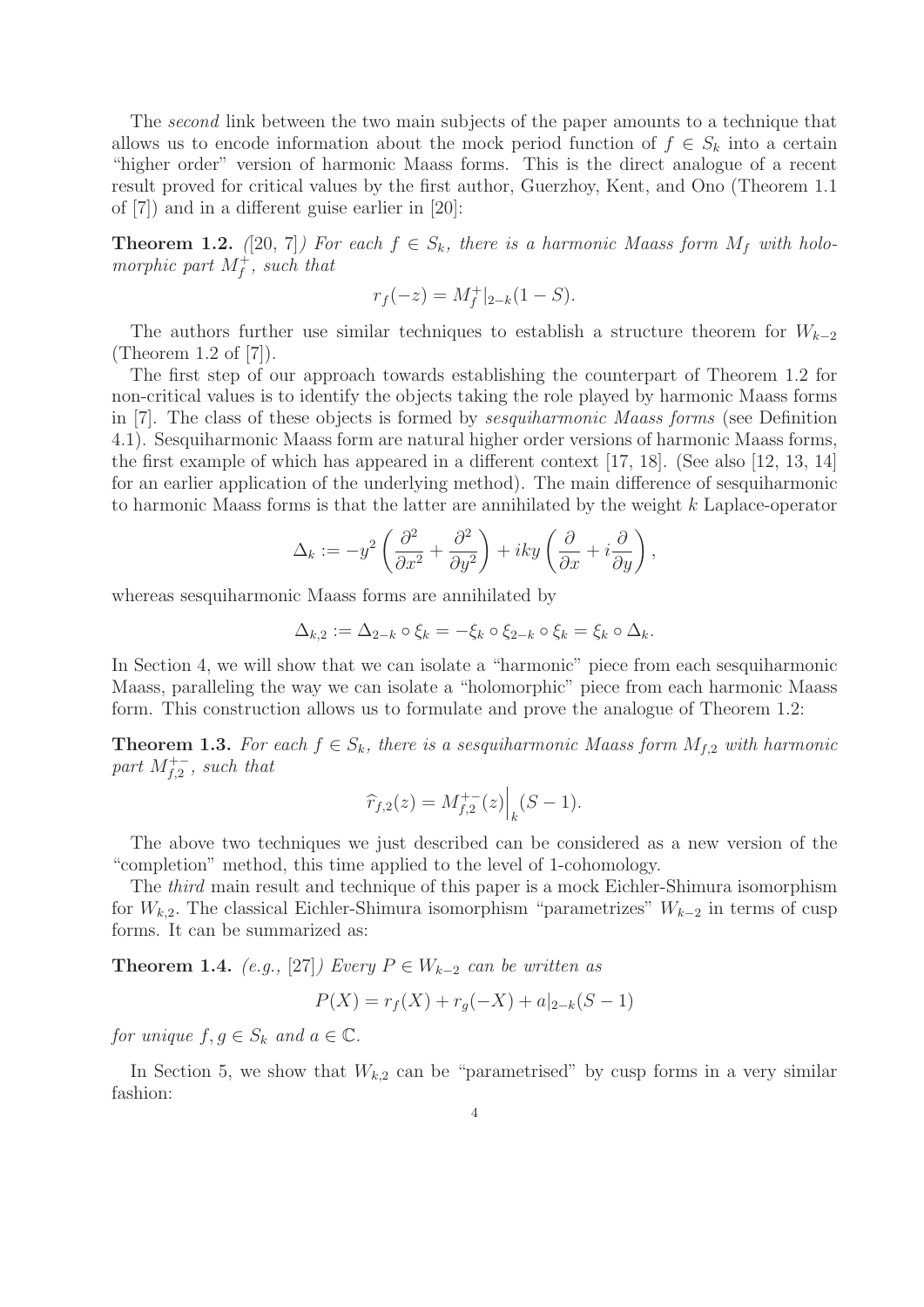The *second* link between the two main subjects of the paper amounts to a technique that allows us to encode information about the mock period function of $f \in S_k$ into a certain "higher order" version of harmonic Maass forms. This is the direct analogue of a recent result proved for critical values by the first author, Guerzhoy, Kent, and Ono (Theorem 1.1 of [7]) and in a different guise earlier in [20]:

**Theorem 1.2.** *([20, 7]) For each $f \in S_k$, there is a harmonic Maass form $M_f$ with holomorphic part $M_f^+$, such that*

$$r_f(-z) = M_f^+|_{2-k}(1-S).$$

The authors further use similar techniques to establish a structure theorem for $W_{k-2}$ (Theorem 1.2 of [7]).

The first step of our approach towards establishing the counterpart of Theorem 1.2 for non-critical values is to identify the objects taking the role played by harmonic Maass forms in [7]. The class of these objects is formed by *sesquiharmonic Maass forms* (see Definition 4.1). Sesquiharmonic Maass form are natural higher order versions of harmonic Maass forms, the first example of which has appeared in a different context [17, 18]. (See also [12, 13, 14] for an earlier application of the underlying method). The main difference of sesquiharmonic to harmonic Maass forms is that the latter are annihilated by the weight $k$ Laplace-operator

$$\Delta_k := -y^2\left(\frac{\partial^2}{\partial x^2}+\frac{\partial^2}{\partial y^2}\right)+iky\left(\frac{\partial}{\partial x}+i\frac{\partial}{\partial y}\right),$$

whereas sesquiharmonic Maass forms are annihilated by

$$\Delta_{k,2} := \Delta_{2-k}\circ\xi_k = -\xi_k\circ\xi_{2-k}\circ\xi_k = \xi_k\circ\Delta_k.$$

In Section 4, we will show that we can isolate a "harmonic" piece from each sesquiharmonic Maass, paralleling the way we can isolate a "holomorphic" piece from each harmonic Maass form. This construction allows us to formulate and prove the analogue of Theorem 1.2:

**Theorem 1.3.** *For each $f \in S_k$, there is a sesquiharmonic Maass form $M_{f,2}$ with harmonic part $M_{f,2}^{+-}$, such that*

$$\widehat{r}_{f,2}(z) = M_{f,2}^{+-}(z)\Big|_k(S-1).$$

The above two techniques we just described can be considered as a new version of the "completion" method, this time applied to the level of 1-cohomology.

The *third* main result and technique of this paper is a mock Eichler-Shimura isomorphism for $W_{k,2}$. The classical Eichler-Shimura isomorphism "parametrizes" $W_{k-2}$ in terms of cusp forms. It can be summarized as:

**Theorem 1.4.** *(e.g., [27]) Every $P \in W_{k-2}$ can be written as*

$$P(X) = r_f(X) + r_g(-X) + a|_{2-k}(S-1)$$

*for unique $f, g \in S_k$ and $a \in \mathbb{C}$.*

In Section 5, we show that $W_{k,2}$ can be "parametrised" by cusp forms in a very similar fashion: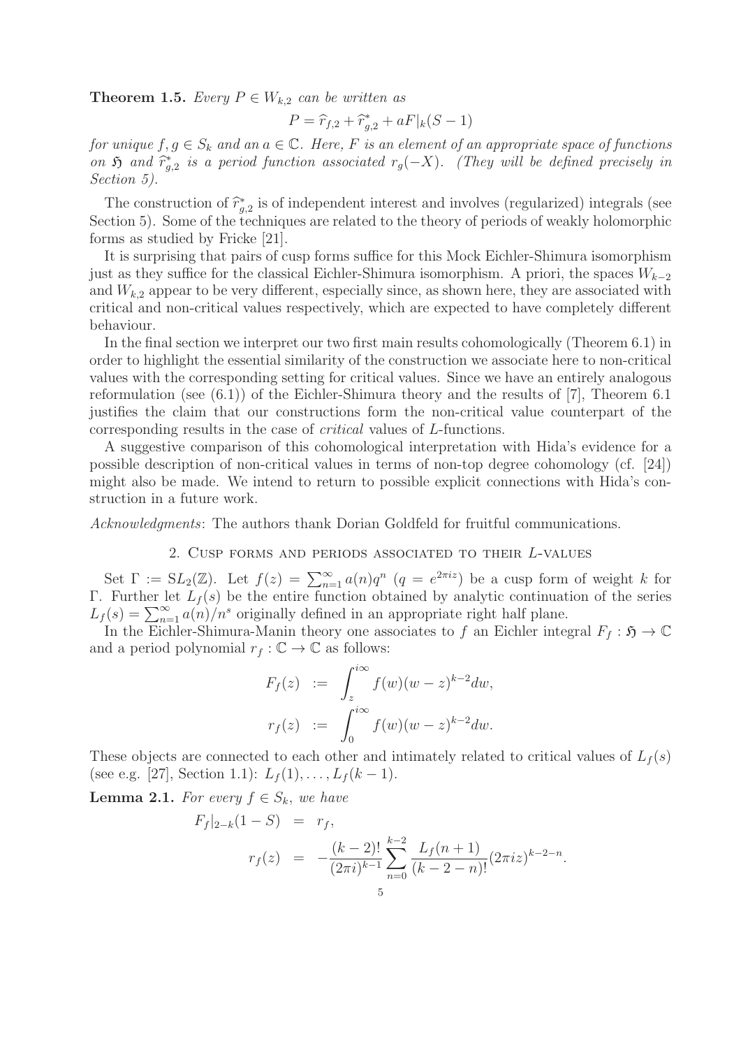**Theorem 1.5.** *Every $P \in W_{k,2}$ can be written as*

$$P = \widehat{r}_{f,2} + \widehat{r}^*_{g,2} + aF|_k(S-1)$$

*for unique $f, g \in S_k$ and an $a \in \mathbb{C}$. Here, $F$ is an element of an appropriate space of functions on $\mathfrak{H}$ and $\widehat{r}^*_{g,2}$ is a period function associated $r_g(-X)$. (They will be defined precisely in Section 5).*

The construction of $\widehat{r}^*_{g,2}$ is of independent interest and involves (regularized) integrals (see Section 5). Some of the techniques are related to the theory of periods of weakly holomorphic forms as studied by Fricke [21].

It is surprising that pairs of cusp forms suffice for this Mock Eichler-Shimura isomorphism just as they suffice for the classical Eichler-Shimura isomorphism. A priori, the spaces $W_{k-2}$ and $W_{k,2}$ appear to be very different, especially since, as shown here, they are associated with critical and non-critical values respectively, which are expected to have completely different behaviour.

In the final section we interpret our two first main results cohomologically (Theorem 6.1) in order to highlight the essential similarity of the construction we associate here to non-critical values with the corresponding setting for critical values. Since we have an entirely analogous reformulation (see (6.1)) of the Eichler-Shimura theory and the results of [7], Theorem 6.1 justifies the claim that our constructions form the non-critical value counterpart of the corresponding results in the case of *critical* values of $L$-functions.

A suggestive comparison of this cohomological interpretation with Hida's evidence for a possible description of non-critical values in terms of non-top degree cohomology (cf. [24]) might also be made. We intend to return to possible explicit connections with Hida's construction in a future work.

*Acknowledgments*: The authors thank Dorian Goldfeld for fruitful communications.

## 2. Cusp forms and periods associated to their $L$-values

Set $\Gamma := \mathrm{SL}_2(\mathbb{Z})$. Let $f(z) = \sum_{n=1}^{\infty} a(n)q^n$ ($q = e^{2\pi i z}$) be a cusp form of weight $k$ for $\Gamma$. Further let $L_f(s)$ be the entire function obtained by analytic continuation of the series $L_f(s) = \sum_{n=1}^{\infty} a(n)/n^s$ originally defined in an appropriate right half plane.

In the Eichler-Shimura-Manin theory one associates to $f$ an Eichler integral $F_f : \mathfrak{H} \to \mathbb{C}$ and a period polynomial $r_f : \mathbb{C} \to \mathbb{C}$ as follows:

$$\begin{aligned} F_f(z) &:= \int_z^{i\infty} f(w)(w-z)^{k-2} dw, \\ r_f(z) &:= \int_0^{i\infty} f(w)(w-z)^{k-2} dw. \end{aligned}$$

These objects are connected to each other and intimately related to critical values of $L_f(s)$ (see e.g. [27], Section 1.1): $L_f(1), \dots, L_f(k-1)$.

**Lemma 2.1.** *For every $f \in S_k$, we have*

$$\begin{aligned} F_f|_{2-k}(1-S) &= r_f, \\ r_f(z) &= -\frac{(k-2)!}{(2\pi i)^{k-1}} \sum_{n=0}^{k-2} \frac{L_f(n+1)}{(k-2-n)!} (2\pi i z)^{k-2-n}. \end{aligned}$$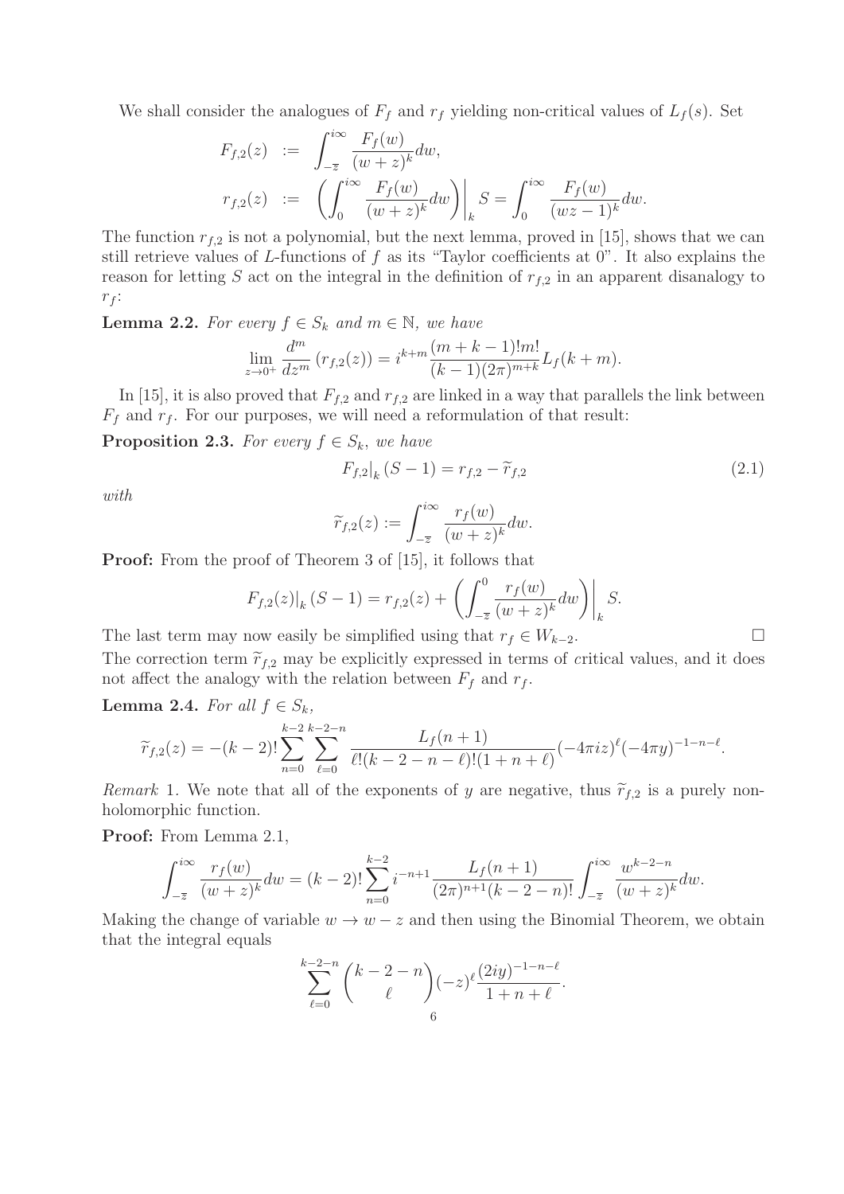We shall consider the analogues of $F_f$ and $r_f$ yielding non-critical values of $L_f(s)$. Set

$$
\begin{aligned}
F_{f,2}(z) &:= \int_{-\overline{z}}^{i\infty} \frac{F_f(w)}{(w+z)^k} dw, \\
r_{f,2}(z) &:= \left( \int_0^{i\infty} \frac{F_f(w)}{(w+z)^k} dw \right)\bigg|_k S = \int_0^{i\infty} \frac{F_f(w)}{(wz-1)^k} dw.
\end{aligned}
$$

The function $r_{f,2}$ is not a polynomial, but the next lemma, proved in [15], shows that we can still retrieve values of $L$-functions of $f$ as its "Taylor coefficients at 0". It also explains the reason for letting $S$ act on the integral in the definition of $r_{f,2}$ in an apparent disanalogy to $r_f$:

**Lemma 2.2.** *For every $f \in S_k$ and $m \in \mathbb{N}$, we have*

$$\lim_{z \to 0^+} \frac{d^m}{dz^m} \left( r_{f,2}(z) \right) = i^{k+m} \frac{(m+k-1)!m!}{(k-1)(2\pi)^{m+k}} L_f(k+m).$$

In [15], it is also proved that $F_{f,2}$ and $r_{f,2}$ are linked in a way that parallels the link between $F_f$ and $r_f$. For our purposes, we will need a reformulation of that result:

**Proposition 2.3.** *For every $f \in S_k$, we have*

$$F_{f,2}\big|_k (S-1) = r_{f,2} - \widetilde{r}_{f,2} \tag{2.1}$$

*with*

$$\widetilde{r}_{f,2}(z) := \int_{-\overline{z}}^{i\infty} \frac{r_f(w)}{(w+z)^k} dw.$$

**Proof:** From the proof of Theorem 3 of [15], it follows that

$$F_{f,2}(z)\big|_k (S-1) = r_{f,2}(z) + \left( \int_{-\overline{z}}^{0} \frac{r_f(w)}{(w+z)^k} dw \right)\bigg|_k S.$$

The last term may now easily be simplified using that $r_f \in W_{k-2}$. □

The correction term $\widetilde{r}_{f,2}$ may be explicitly expressed in terms of *c*ritical values, and it does not affect the analogy with the relation between $F_f$ and $r_f$.

**Lemma 2.4.** *For all $f \in S_k$,*

$$\widetilde{r}_{f,2}(z) = -(k-2)! \sum_{n=0}^{k-2} \sum_{\ell=0}^{k-2-n} \frac{L_f(n+1)}{\ell!(k-2-n-\ell)!(1+n+\ell)} (-4\pi i z)^\ell (-4\pi y)^{-1-n-\ell}.$$

*Remark* 1. We note that all of the exponents of $y$ are negative, thus $\widetilde{r}_{f,2}$ is a purely non-holomorphic function.

**Proof:** From Lemma 2.1,

$$\int_{-\overline{z}}^{i\infty} \frac{r_f(w)}{(w+z)^k} dw = (k-2)! \sum_{n=0}^{k-2} i^{-n+1} \frac{L_f(n+1)}{(2\pi)^{n+1}(k-2-n)!} \int_{-\overline{z}}^{i\infty} \frac{w^{k-2-n}}{(w+z)^k} dw.$$

Making the change of variable $w \to w - z$ and then using the Binomial Theorem, we obtain that the integral equals

$$\sum_{\ell=0}^{k-2-n} \binom{k-2-n}{\ell} (-z)^\ell \frac{(2iy)^{-1-n-\ell}}{1+n+\ell}.$$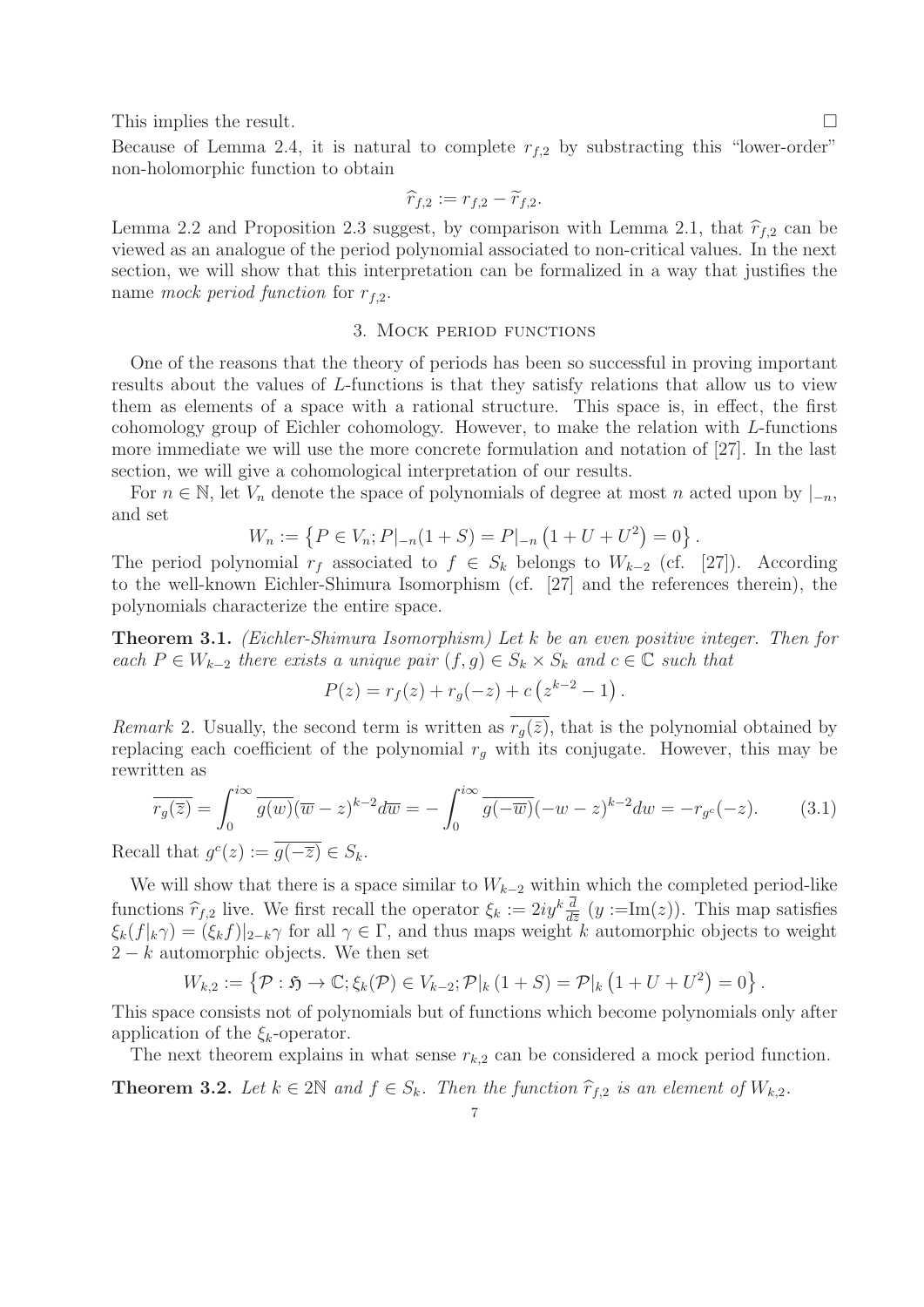This implies the result. □

Because of Lemma 2.4, it is natural to complete $r_{f,2}$ by substracting this "lower-order" non-holomorphic function to obtain

$$\widehat{r}_{f,2} := r_{f,2} - \widetilde{r}_{f,2}.$$

Lemma 2.2 and Proposition 2.3 suggest, by comparison with Lemma 2.1, that $\widehat{r}_{f,2}$ can be viewed as an analogue of the period polynomial associated to non-critical values. In the next section, we will show that this interpretation can be formalized in a way that justifies the name *mock period function* for $r_{f,2}$.

## 3. Mock period functions

One of the reasons that the theory of periods has been so successful in proving important results about the values of $L$-functions is that they satisfy relations that allow us to view them as elements of a space with a rational structure. This space is, in effect, the first cohomology group of Eichler cohomology. However, to make the relation with $L$-functions more immediate we will use the more concrete formulation and notation of [27]. In the last section, we will give a cohomological interpretation of our results.

For $n \in \mathbb{N}$, let $V_n$ denote the space of polynomials of degree at most $n$ acted upon by $|_{-n}$, and set

$$W_n := \left\{ P \in V_n; P|_{-n}(1+S) = P|_{-n}\left(1+U+U^2\right) = 0 \right\}.$$

The period polynomial $r_f$ associated to $f \in S_k$ belongs to $W_{k-2}$ (cf. [27]). According to the well-known Eichler-Shimura Isomorphism (cf. [27] and the references therein), the polynomials characterize the entire space.

**Theorem 3.1.** *(Eichler-Shimura Isomorphism) Let $k$ be an even positive integer. Then for each $P \in W_{k-2}$ there exists a unique pair $(f,g) \in S_k \times S_k$ and $c \in \mathbb{C}$ such that*

$$P(z) = r_f(z) + r_g(-z) + c\left(z^{k-2} - 1\right).$$

*Remark* 2. Usually, the second term is written as $\overline{r_g(\overline{z})}$, that is the polynomial obtained by replacing each coefficient of the polynomial $r_g$ with its conjugate. However, this may be rewritten as

$$\overline{r_g(\overline{z})} = \int_0^{i\infty} \overline{g(w)}(\overline{w} - z)^{k-2} d\overline{w} = -\int_0^{i\infty} \overline{g(-\overline{w})}(-w - z)^{k-2} dw = -r_{g^c}(-z). \tag{3.1}$$

Recall that $g^c(z) := \overline{g(-\overline{z})} \in S_k$.

We will show that there is a space similar to $W_{k-2}$ within which the completed period-like functions $\widehat{r}_{f,2}$ live. We first recall the operator $\xi_k := 2iy^k \frac{\overline{d}}{d\overline{z}}$ ($y := \mathrm{Im}(z)$). This map satisfies $\xi_k(f|_k\gamma) = (\xi_k f)|_{2-k}\gamma$ for all $\gamma \in \Gamma$, and thus maps weight $k$ automorphic objects to weight $2-k$ automorphic objects. We then set

$$W_{k,2} := \left\{ \mathcal{P} : \mathfrak{H} \to \mathbb{C}; \xi_k(\mathcal{P}) \in V_{k-2}; \mathcal{P}|_k\left(1+S\right) = \mathcal{P}|_k\left(1+U+U^2\right) = 0 \right\}.$$

This space consists not of polynomials but of functions which become polynomials only after application of the $\xi_k$-operator.

The next theorem explains in what sense $r_{k,2}$ can be considered a mock period function.

**Theorem 3.2.** *Let $k \in 2\mathbb{N}$ and $f \in S_k$. Then the function $\widehat{r}_{f,2}$ is an element of $W_{k,2}$.*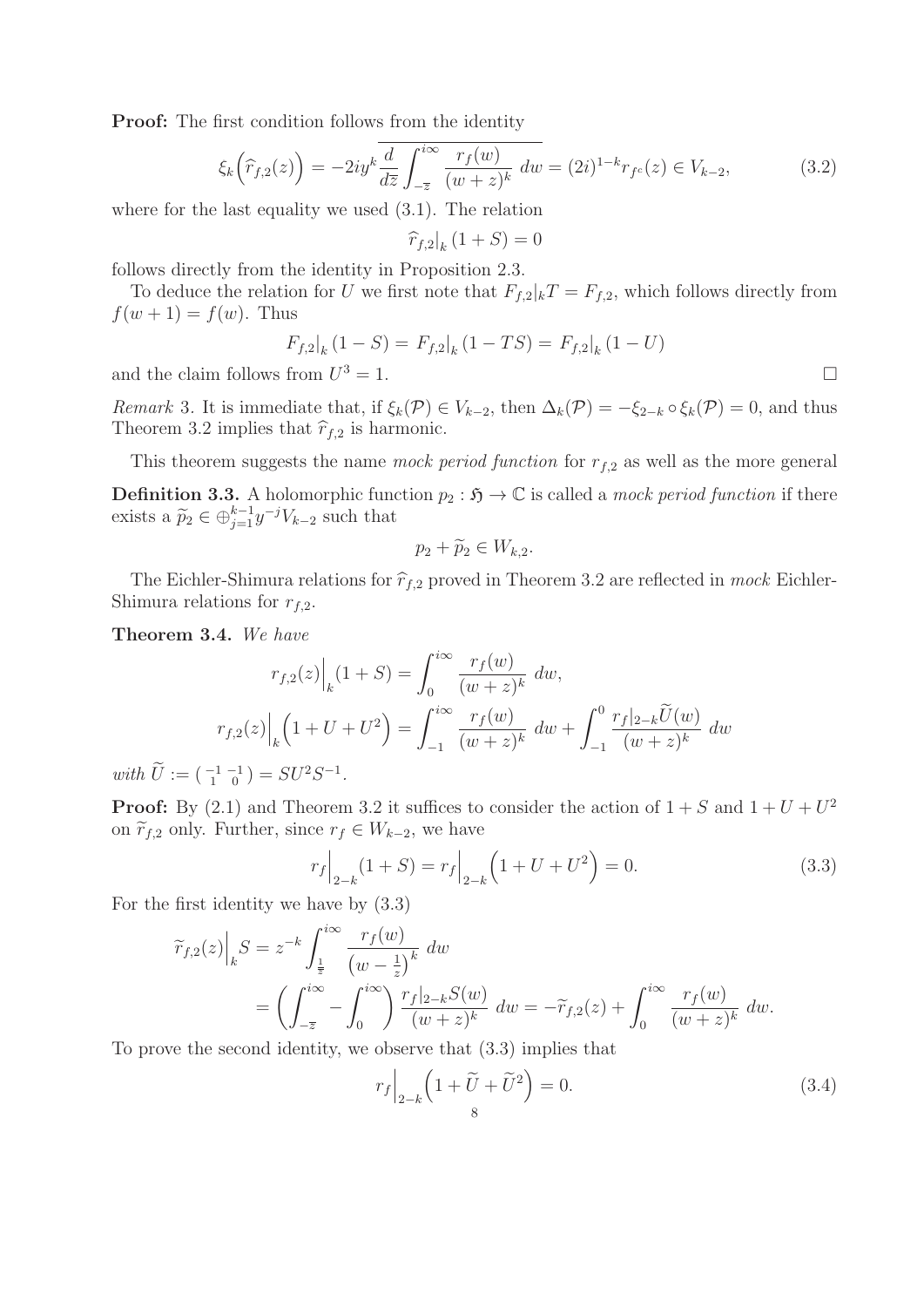**Proof:** The first condition follows from the identity

$$\xi_k\Big(\widehat{r}_{f,2}(z)\Big) = -2iy^k \overline{\frac{d}{d\overline{z}} \int_{-\overline{z}}^{i\infty} \frac{r_f(w)}{(w+z)^k}\, dw} = (2i)^{1-k} r_{f^c}(z) \in V_{k-2}, \tag{3.2}$$

where for the last equality we used (3.1). The relation

$$\widehat{r}_{f,2}\big|_k (1+S) = 0$$

follows directly from the identity in Proposition 2.3.

To deduce the relation for $U$ we first note that $F_{f,2}|_k T = F_{f,2}$, which follows directly from $f(w+1) = f(w)$. Thus

$$F_{f,2}\big|_k (1-S) = F_{f,2}\big|_k (1-TS) = F_{f,2}\big|_k (1-U)$$

and the claim follows from $U^3 = 1$. $\square$

*Remark* 3. It is immediate that, if $\xi_k(\mathcal{P}) \in V_{k-2}$, then $\Delta_k(\mathcal{P}) = -\xi_{2-k} \circ \xi_k(\mathcal{P}) = 0$, and thus Theorem 3.2 implies that $\widehat{r}_{f,2}$ is harmonic.

This theorem suggests the name *mock period function* for $r_{f,2}$ as well as the more general

**Definition 3.3.** A holomorphic function $p_2 : \mathfrak{H} \to \mathbb{C}$ is called a *mock period function* if there exists a $\widetilde{p}_2 \in \oplus_{j=1}^{k-1} y^{-j} V_{k-2}$ such that

$$p_2 + \widetilde{p}_2 \in W_{k,2}.$$

The Eichler-Shimura relations for $\widehat{r}_{f,2}$ proved in Theorem 3.2 are reflected in *mock* Eichler-Shimura relations for $r_{f,2}$.

**Theorem 3.4.** *We have*

$$r_{f,2}(z)\Big|_k (1+S) = \int_0^{i\infty} \frac{r_f(w)}{(w+z)^k}\, dw,$$

$$r_{f,2}(z)\Big|_k \Big(1+U+U^2\Big) = \int_{-1}^{i\infty} \frac{r_f(w)}{(w+z)^k}\, dw + \int_{-1}^{0} \frac{r_f|_{2-k}\widetilde{U}(w)}{(w+z)^k}\, dw$$

*with* $\widetilde{U} := \left(\begin{smallmatrix} -1 & -1 \\ 1 & 0 \end{smallmatrix}\right) = SU^2S^{-1}$.

**Proof:** By (2.1) and Theorem 3.2 it suffices to consider the action of $1+S$ and $1+U+U^2$ on $\widetilde{r}_{f,2}$ only. Further, since $r_f \in W_{k-2}$, we have

$$r_f\Big|_{2-k}(1+S) = r_f\Big|_{2-k}\Big(1+U+U^2\Big) = 0. \tag{3.3}$$

For the first identity we have by (3.3)

$$\begin{aligned}
\widetilde{r}_{f,2}(z)\Big|_k S &= z^{-k} \int_{\frac{1}{\overline{z}}}^{i\infty} \frac{r_f(w)}{\left(w - \frac{1}{z}\right)^k}\, dw \\
&= \left(\int_{-\overline{z}}^{i\infty} - \int_0^{i\infty}\right) \frac{r_f|_{2-k}S(w)}{(w+z)^k}\, dw = -\widetilde{r}_{f,2}(z) + \int_0^{i\infty} \frac{r_f(w)}{(w+z)^k}\, dw.
\end{aligned}$$

To prove the second identity, we observe that (3.3) implies that

$$r_f\Big|_{2-k}\Big(1+\widetilde{U}+\widetilde{U}^2\Big) = 0. \tag{3.4}$$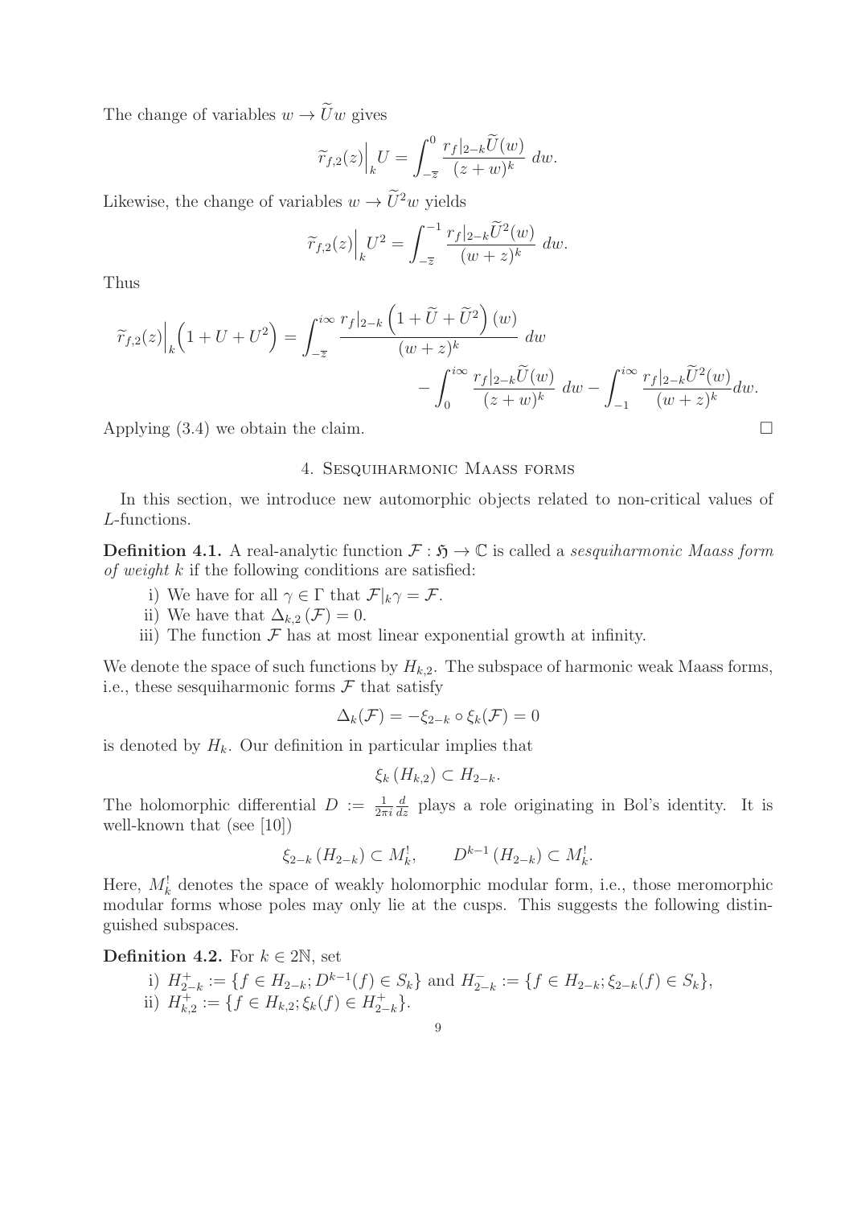The change of variables $w \to \widetilde{U} w$ gives

$$\widetilde{r}_{f,2}(z)\Big|_k U = \int_{-\overline{z}}^{0} \frac{r_f|_{2-k}\widetilde{U}(w)}{(z+w)^k}\, dw.$$

Likewise, the change of variables $w \to \widetilde{U}^2 w$ yields

$$\widetilde{r}_{f,2}(z)\Big|_k U^2 = \int_{-\overline{z}}^{-1} \frac{r_f|_{2-k}\widetilde{U}^2(w)}{(w+z)^k}\, dw.$$

Thus

$$\widetilde{r}_{f,2}(z)\Big|_k \Big(1+U+U^2\Big) = \int_{-\overline{z}}^{i\infty} \frac{r_f|_{2-k}\left(1+\widetilde{U}+\widetilde{U}^2\right)(w)}{(w+z)^k}\, dw - \int_{0}^{i\infty} \frac{r_f|_{2-k}\widetilde{U}(w)}{(z+w)^k}\, dw - \int_{-1}^{i\infty} \frac{r_f|_{2-k}\widetilde{U}^2(w)}{(w+z)^k} dw.$$

Applying (3.4) we obtain the claim. □

## 4. Sesquiharmonic Maass forms

In this section, we introduce new automorphic objects related to non-critical values of $L$-functions.

**Definition 4.1.** A real-analytic function $\mathcal{F} : \mathfrak{H} \to \mathbb{C}$ is called a *sesquiharmonic Maass form of weight $k$* if the following conditions are satisfied:

i) We have for all $\gamma \in \Gamma$ that $\mathcal{F}|_k \gamma = \mathcal{F}$.
ii) We have that $\Delta_{k,2}(\mathcal{F}) = 0$.
iii) The function $\mathcal{F}$ has at most linear exponential growth at infinity.

We denote the space of such functions by $H_{k,2}$. The subspace of harmonic weak Maass forms, i.e., these sesquiharmonic forms $\mathcal{F}$ that satisfy

$$\Delta_k(\mathcal{F}) = -\xi_{2-k} \circ \xi_k(\mathcal{F}) = 0$$

is denoted by $H_k$. Our definition in particular implies that

$$\xi_k\left(H_{k,2}\right) \subset H_{2-k}.$$

The holomorphic differential $D := \frac{1}{2\pi i}\frac{d}{dz}$ plays a role originating in Bol's identity. It is well-known that (see [10])

$$\xi_{2-k}\left(H_{2-k}\right) \subset M_k^!, \qquad D^{k-1}\left(H_{2-k}\right) \subset M_k^!.$$

Here, $M_k^!$ denotes the space of weakly holomorphic modular form, i.e., those meromorphic modular forms whose poles may only lie at the cusps. This suggests the following distinguished subspaces.

**Definition 4.2.** For $k \in 2\mathbb{N}$, set

i) $H_{2-k}^+ := \{f \in H_{2-k}; D^{k-1}(f) \in S_k\}$ and $H_{2-k}^- := \{f \in H_{2-k}; \xi_{2-k}(f) \in S_k\}$,
ii) $H_{k,2}^+ := \{f \in H_{k,2}; \xi_k(f) \in H_{2-k}^+\}$.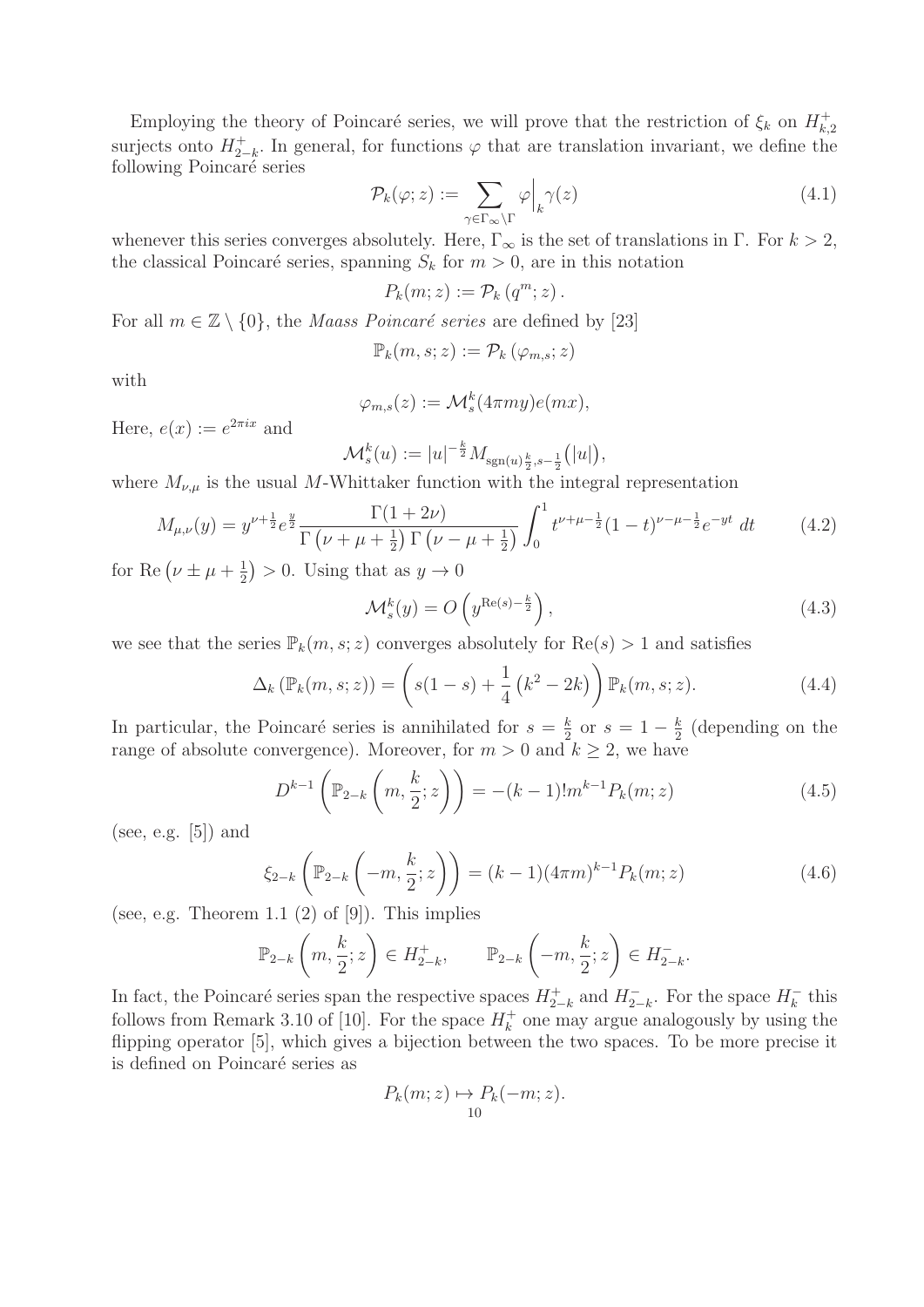Employing the theory of Poincaré series, we will prove that the restriction of $\xi_k$ on $H_{k,2}^+$ surjects onto $H_{2-k}^+$. In general, for functions $\varphi$ that are translation invariant, we define the following Poincaré series

$$\mathcal{P}_k(\varphi; z) := \sum_{\gamma \in \Gamma_\infty \backslash \Gamma} \varphi\Big|_k \gamma(z) \tag{4.1}$$

whenever this series converges absolutely. Here, $\Gamma_\infty$ is the set of translations in $\Gamma$. For $k > 2$, the classical Poincaré series, spanning $S_k$ for $m > 0$, are in this notation

$$P_k(m; z) := \mathcal{P}_k\left(q^m; z\right).$$

For all $m \in \mathbb{Z} \setminus \{0\}$, the *Maass Poincaré series* are defined by [23]

$$\mathbb{P}_k(m, s; z) := \mathcal{P}_k\left(\varphi_{m,s}; z\right)$$

with

$$\varphi_{m,s}(z) := \mathcal{M}_s^k(4\pi m y) e(mx),$$

Here, $e(x) := e^{2\pi i x}$ and

$$\mathcal{M}_s^k(u) := |u|^{-\frac{k}{2}} M_{\operatorname{sgn}(u)\frac{k}{2}, s-\frac{1}{2}}\big(|u|\big),$$

where $M_{\nu,\mu}$ is the usual $M$-Whittaker function with the integral representation

$$M_{\mu,\nu}(y) = y^{\nu+\frac{1}{2}} e^{\frac{y}{2}} \frac{\Gamma(1+2\nu)}{\Gamma\left(\nu+\mu+\frac{1}{2}\right)\Gamma\left(\nu-\mu+\frac{1}{2}\right)} \int_0^1 t^{\nu+\mu-\frac{1}{2}}(1-t)^{\nu-\mu-\frac{1}{2}} e^{-yt}\, dt \tag{4.2}$$

for $\operatorname{Re}\left(\nu \pm \mu + \frac{1}{2}\right) > 0$. Using that as $y \to 0$

$$\mathcal{M}_s^k(y) = O\left(y^{\operatorname{Re}(s)-\frac{k}{2}}\right), \tag{4.3}$$

we see that the series $\mathbb{P}_k(m, s; z)$ converges absolutely for $\operatorname{Re}(s) > 1$ and satisfies

$$\Delta_k\left(\mathbb{P}_k(m, s; z)\right) = \left(s(1-s) + \frac{1}{4}\left(k^2 - 2k\right)\right)\mathbb{P}_k(m, s; z). \tag{4.4}$$

In particular, the Poincaré series is annihilated for $s = \frac{k}{2}$ or $s = 1 - \frac{k}{2}$ (depending on the range of absolute convergence). Moreover, for $m > 0$ and $k \geq 2$, we have

$$D^{k-1}\left(\mathbb{P}_{2-k}\left(m, \frac{k}{2}; z\right)\right) = -(k-1)! m^{k-1} P_k(m; z) \tag{4.5}$$

(see, e.g. [5]) and

$$\xi_{2-k}\left(\mathbb{P}_{2-k}\left(-m, \frac{k}{2}; z\right)\right) = (k-1)(4\pi m)^{k-1} P_k(m; z) \tag{4.6}$$

(see, e.g. Theorem 1.1 (2) of [9]). This implies

$$\mathbb{P}_{2-k}\left(m, \frac{k}{2}; z\right) \in H_{2-k}^+, \qquad \mathbb{P}_{2-k}\left(-m, \frac{k}{2}; z\right) \in H_{2-k}^-.$$

In fact, the Poincaré series span the respective spaces $H_{2-k}^+$ and $H_{2-k}^-$. For the space $H_k^-$ this follows from Remark 3.10 of [10]. For the space $H_k^+$ one may argue analogously by using the flipping operator [5], which gives a bijection between the two spaces. To be more precise it is defined on Poincaré series as

$$P_k(m; z) \mapsto P_k(-m; z).$$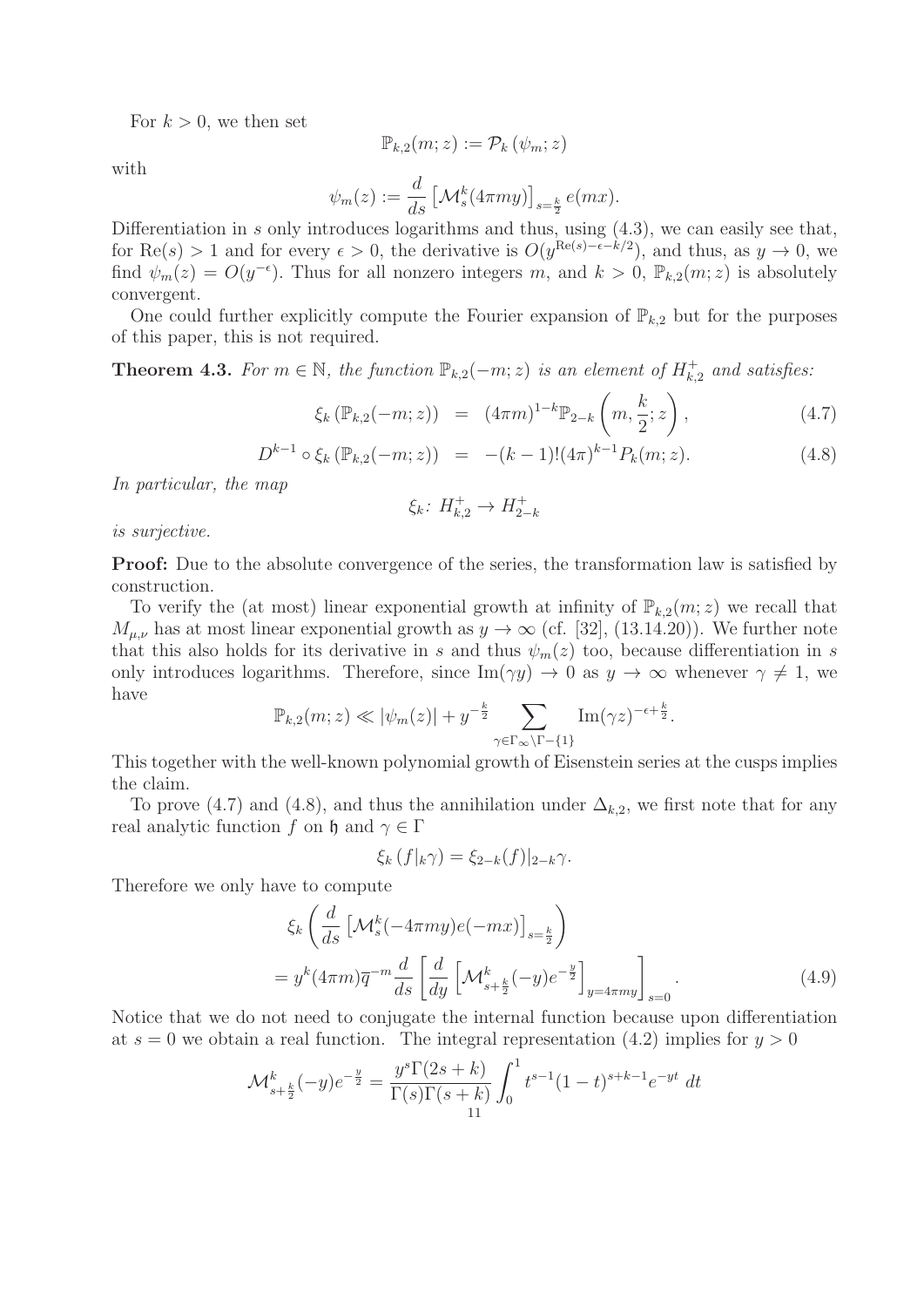For $k > 0$, we then set

$$\mathbb{P}_{k,2}(m; z) := \mathcal{P}_k\left(\psi_m; z\right)$$

with

$$\psi_m(z) := \frac{d}{ds}\left[\mathcal{M}_s^k(4\pi m y)\right]_{s=\frac{k}{2}} e(mx).$$

Differentiation in $s$ only introduces logarithms and thus, using (4.3), we can easily see that, for $\mathrm{Re}(s) > 1$ and for every $\epsilon > 0$, the derivative is $O(y^{\mathrm{Re}(s)-\epsilon-k/2})$, and thus, as $y \to 0$, we find $\psi_m(z) = O(y^{-\epsilon})$. Thus for all nonzero integers $m$, and $k > 0$, $\mathbb{P}_{k,2}(m; z)$ is absolutely convergent.

One could further explicitly compute the Fourier expansion of $\mathbb{P}_{k,2}$ but for the purposes of this paper, this is not required.

**Theorem 4.3.** *For $m \in \mathbb{N}$, the function $\mathbb{P}_{k,2}(-m; z)$ is an element of $H_{k,2}^+$ and satisfies:*

$$\xi_k\left(\mathbb{P}_{k,2}(-m; z)\right) = (4\pi m)^{1-k} \mathbb{P}_{2-k}\left(m, \frac{k}{2}; z\right), \tag{4.7}$$

$$D^{k-1} \circ \xi_k\left(\mathbb{P}_{k,2}(-m; z)\right) = -(k-1)!(4\pi)^{k-1} P_k(m; z). \tag{4.8}$$

*In particular, the map*

$$\xi_k\colon\ H_{k,2}^+ \to H_{2-k}^+$$

*is surjective.*

**Proof:** Due to the absolute convergence of the series, the transformation law is satisfied by construction.

To verify the (at most) linear exponential growth at infinity of $\mathbb{P}_{k,2}(m; z)$ we recall that $M_{\mu,\nu}$ has at most linear exponential growth as $y \to \infty$ (cf. [32], (13.14.20)). We further note that this also holds for its derivative in $s$ and thus $\psi_m(z)$ too, because differentiation in $s$ only introduces logarithms. Therefore, since $\mathrm{Im}(\gamma y) \to 0$ as $y \to \infty$ whenever $\gamma \neq 1$, we have

$$\mathbb{P}_{k,2}(m; z) \ll |\psi_m(z)| + y^{-\frac{k}{2}} \sum_{\gamma \in \Gamma_\infty \backslash \Gamma - \{1\}} \mathrm{Im}(\gamma z)^{-\epsilon+\frac{k}{2}}.$$

This together with the well-known polynomial growth of Eisenstein series at the cusps implies the claim.

To prove (4.7) and (4.8), and thus the annihilation under $\Delta_{k,2}$, we first note that for any real analytic function $f$ on $\mathfrak{h}$ and $\gamma \in \Gamma$

$$\xi_k\left(f|_k\gamma\right) = \xi_{2-k}(f)|_{2-k}\gamma.$$

Therefore we only have to compute

$$\begin{aligned}
&\xi_k\left(\frac{d}{ds}\left[\mathcal{M}_s^k(-4\pi m y) e(-mx)\right]_{s=\frac{k}{2}}\right) \\
&= y^k (4\pi m) \overline{q}^{-m} \frac{d}{ds}\left[\frac{d}{dy}\left[\mathcal{M}_{s+\frac{k}{2}}^k(-y) e^{-\frac{y}{2}}\right]_{y=4\pi m y}\right]_{s=0}.
\end{aligned} \tag{4.9}$$

Notice that we do not need to conjugate the internal function because upon differentiation at $s = 0$ we obtain a real function. The integral representation (4.2) implies for $y > 0$

$$\mathcal{M}_{s+\frac{k}{2}}^k(-y) e^{-\frac{y}{2}} = \frac{y^s \Gamma(2s+k)}{\Gamma(s)\Gamma(s+k)} \int_0^1 t^{s-1}(1-t)^{s+k-1} e^{-yt}\, dt$$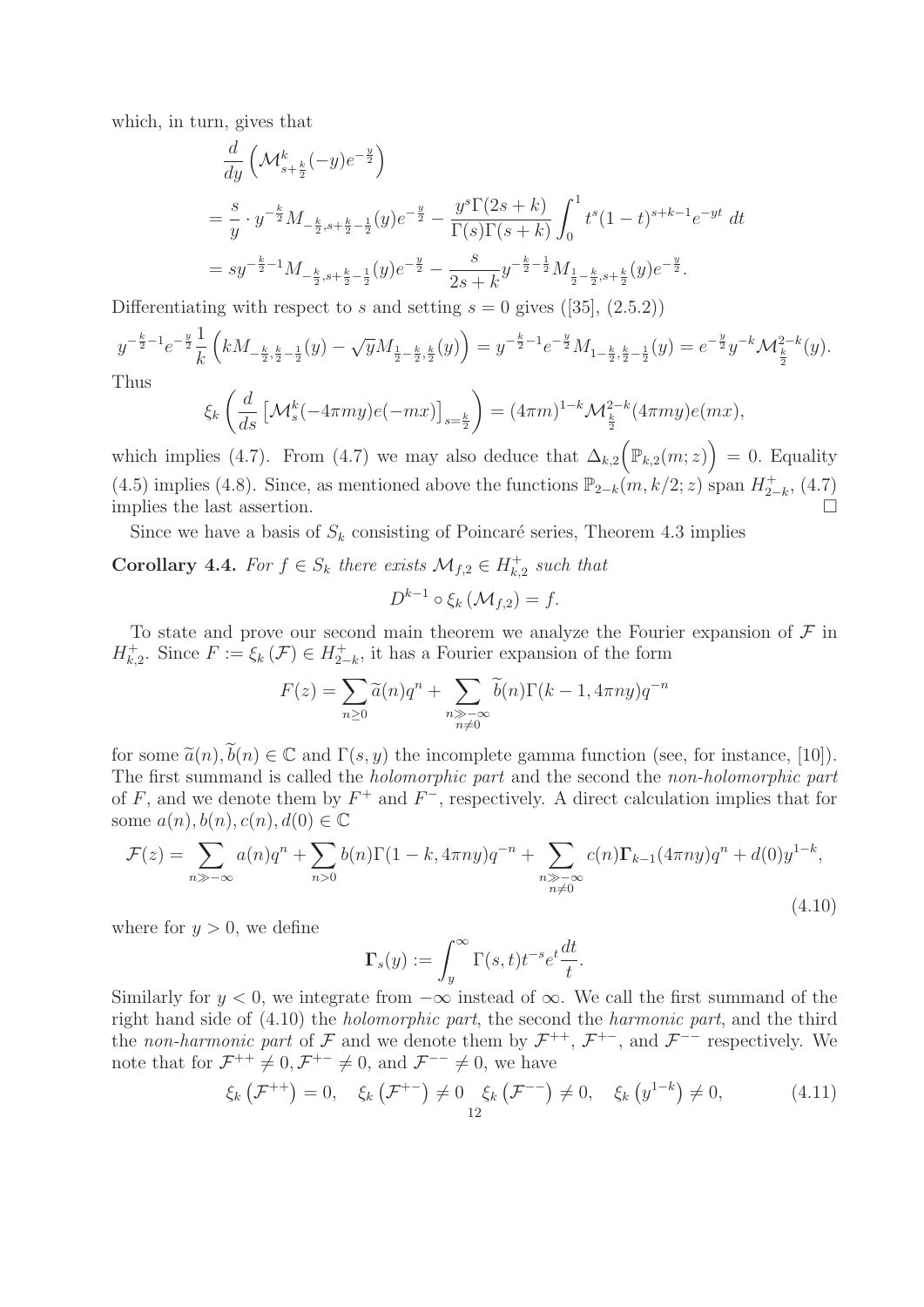which, in turn, gives that

$$
\begin{aligned}
&\frac{d}{dy}\left(\mathcal{M}^k_{s+\frac{k}{2}}(-y)e^{-\frac{y}{2}}\right)\\
&= \frac{s}{y}\cdot y^{-\frac{k}{2}}M_{-\frac{k}{2},s+\frac{k}{2}-\frac{1}{2}}(y)e^{-\frac{y}{2}} - \frac{y^s\Gamma(2s+k)}{\Gamma(s)\Gamma(s+k)}\int_0^1 t^s(1-t)^{s+k-1}e^{-yt}\,dt\\
&= sy^{-\frac{k}{2}-1}M_{-\frac{k}{2},s+\frac{k}{2}-\frac{1}{2}}(y)e^{-\frac{y}{2}} - \frac{s}{2s+k}y^{-\frac{k}{2}-\frac{1}{2}}M_{\frac{1}{2}-\frac{k}{2},s+\frac{k}{2}}(y)e^{-\frac{y}{2}}.
\end{aligned}
$$

Differentiating with respect to $s$ and setting $s=0$ gives ([35], (2.5.2))

$$
y^{-\frac{k}{2}-1}e^{-\frac{y}{2}}\frac{1}{k}\left(kM_{-\frac{k}{2},\frac{k}{2}-\frac{1}{2}}(y)-\sqrt{y}M_{\frac{1}{2}-\frac{k}{2},\frac{k}{2}}(y)\right) = y^{-\frac{k}{2}-1}e^{-\frac{y}{2}}M_{1-\frac{k}{2},\frac{k}{2}-\frac{1}{2}}(y) = e^{-\frac{y}{2}}y^{-k}\mathcal{M}^{2-k}_{\frac{k}{2}}(y).
$$

Thus

$$
\xi_k\left(\frac{d}{ds}\left[\mathcal{M}^k_s(-4\pi my)e(-mx)\right]_{s=\frac{k}{2}}\right) = (4\pi m)^{1-k}\mathcal{M}^{2-k}_{\frac{k}{2}}(4\pi my)e(mx),
$$

which implies (4.7). From (4.7) we may also deduce that $\Delta_{k,2}\Big(\mathbb{P}_{k,2}(m;z)\Big)=0$. Equality (4.5) implies (4.8). Since, as mentioned above the functions $\mathbb{P}_{2-k}(m,k/2;z)$ span $H^+_{2-k}$, (4.7) implies the last assertion. $\square$

Since we have a basis of $S_k$ consisting of Poincaré series, Theorem 4.3 implies

**Corollary 4.4.** *For $f\in S_k$ there exists $\mathcal{M}_{f,2}\in H^+_{k,2}$ such that*

$$
D^{k-1}\circ\xi_k\left(\mathcal{M}_{f,2}\right)=f.
$$

To state and prove our second main theorem we analyze the Fourier expansion of $\mathcal{F}$ in $H^+_{k,2}$. Since $F:=\xi_k(\mathcal{F})\in H^+_{2-k}$, it has a Fourier expansion of the form

$$
F(z)=\sum_{n\geq 0}\widetilde{a}(n)q^n+\sum_{\substack{n\gg-\infty\\ n\neq 0}}\widetilde{b}(n)\Gamma(k-1,4\pi ny)q^{-n}
$$

for some $\widetilde{a}(n),\widetilde{b}(n)\in\mathbb{C}$ and $\Gamma(s,y)$ the incomplete gamma function (see, for instance, [10]). The first summand is called the *holomorphic part* and the second the *non-holomorphic part* of $F$, and we denote them by $F^+$ and $F^-$, respectively. A direct calculation implies that for some $a(n),b(n),c(n),d(0)\in\mathbb{C}$

$$
\mathcal{F}(z)=\sum_{n\gg-\infty}a(n)q^n+\sum_{n>0}b(n)\Gamma(1-k,4\pi ny)q^{-n}+\sum_{\substack{n\gg-\infty\\ n\neq 0}}c(n)\mathbf{\Gamma}_{k-1}(4\pi ny)q^n+d(0)y^{1-k},
\tag{4.10}
$$

where for $y>0$, we define

$$
\mathbf{\Gamma}_s(y):=\int_y^\infty\Gamma(s,t)t^{-s}e^t\frac{dt}{t}.
$$

Similarly for $y<0$, we integrate from $-\infty$ instead of $\infty$. We call the first summand of the right hand side of (4.10) the *holomorphic part*, the second the *harmonic part*, and the third the *non-harmonic part* of $\mathcal{F}$ and we denote them by $\mathcal{F}^{++}$, $\mathcal{F}^{+-}$, and $\mathcal{F}^{--}$ respectively. We note that for $\mathcal{F}^{++}\neq 0,\mathcal{F}^{+-}\neq 0$, and $\mathcal{F}^{--}\neq 0$, we have

$$
\xi_k\left(\mathcal{F}^{++}\right)=0,\quad \xi_k\left(\mathcal{F}^{+-}\right)\neq 0\quad \xi_k\left(\mathcal{F}^{--}\right)\neq 0,\quad \xi_k\left(y^{1-k}\right)\neq 0,
\tag{4.11}
$$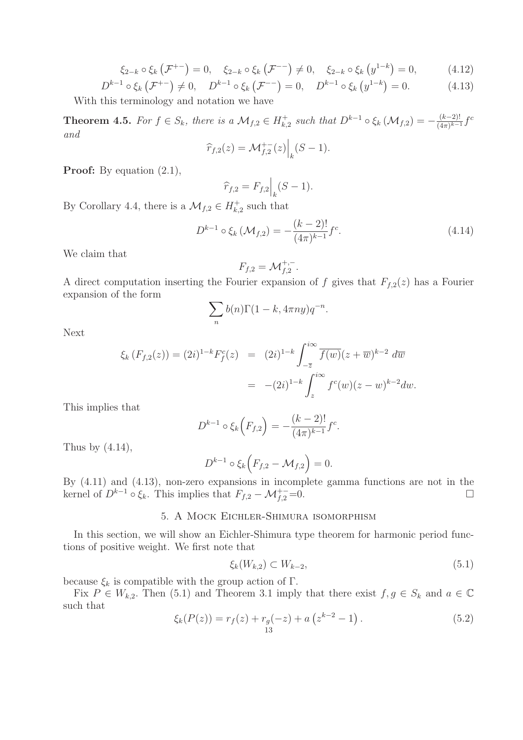$$\xi_{2-k} \circ \xi_k \left(\mathcal{F}^{+-}\right) = 0, \quad \xi_{2-k} \circ \xi_k \left(\mathcal{F}^{--}\right) \neq 0, \quad \xi_{2-k} \circ \xi_k \left(y^{1-k}\right) = 0, \tag{4.12}$$

$$D^{k-1} \circ \xi_k \left(\mathcal{F}^{+-}\right) \neq 0, \quad D^{k-1} \circ \xi_k \left(\mathcal{F}^{--}\right) = 0, \quad D^{k-1} \circ \xi_k \left(y^{1-k}\right) = 0. \tag{4.13}$$

With this terminology and notation we have

**Theorem 4.5.** *For $f \in S_k$, there is a $\mathcal{M}_{f,2} \in H^+_{k,2}$ such that $D^{k-1} \circ \xi_k \left(\mathcal{M}_{f,2}\right) = -\frac{(k-2)!}{(4\pi)^{k-1}} f^c$ and*

$$\widehat{r}_{f,2}(z) = \mathcal{M}^{+-}_{f,2}(z)\Big|_k (S-1).$$

**Proof:** By equation (2.1),

$$\widehat{r}_{f,2} = F_{f,2}\Big|_k (S-1).$$

By Corollary 4.4, there is a $\mathcal{M}_{f,2} \in H^+_{k,2}$ such that

$$D^{k-1} \circ \xi_k \left(\mathcal{M}_{f,2}\right) = -\frac{(k-2)!}{(4\pi)^{k-1}} f^c. \tag{4.14}$$

We claim that

$$F_{f,2} = \mathcal{M}^{+,-}_{f,2}.$$

A direct computation inserting the Fourier expansion of $f$ gives that $F_{f,2}(z)$ has a Fourier expansion of the form

$$\sum_n b(n) \Gamma(1-k, 4\pi n y) q^{-n}.$$

Next

$$\begin{aligned} \xi_k \left(F_{f,2}(z)\right) = (2i)^{1-k} F^c_f(z) &= (2i)^{1-k} \int_{-\overline{z}}^{i\infty} \overline{f(w)} (z + \overline{w})^{k-2} \, d\overline{w} \\ &= -(2i)^{1-k} \int_z^{i\infty} f^c(w)(z-w)^{k-2} dw. \end{aligned}$$

This implies that

$$D^{k-1} \circ \xi_k \Big(F_{f,2}\Big) = -\frac{(k-2)!}{(4\pi)^{k-1}} f^c.$$

Thus by (4.14),

$$D^{k-1} \circ \xi_k \Big(F_{f,2} - \mathcal{M}_{f,2}\Big) = 0.$$

By (4.11) and (4.13), non-zero expansions in incomplete gamma functions are not in the kernel of $D^{k-1} \circ \xi_k$. This implies that $F_{f,2} - \mathcal{M}^{+-}_{f,2} = 0$. $\square$

## 5. A Mock Eichler-Shimura isomorphism

In this section, we will show an Eichler-Shimura type theorem for harmonic period functions of positive weight. We first note that

$$\xi_k(W_{k,2}) \subset W_{k-2}, \tag{5.1}$$

because $\xi_k$ is compatible with the group action of $\Gamma$.

Fix $P \in W_{k,2}$. Then (5.1) and Theorem 3.1 imply that there exist $f, g \in S_k$ and $a \in \mathbb{C}$ such that

$$\xi_k(P(z)) = r_f(z) + r_g(-z) + a\left(z^{k-2} - 1\right). \tag{5.2}$$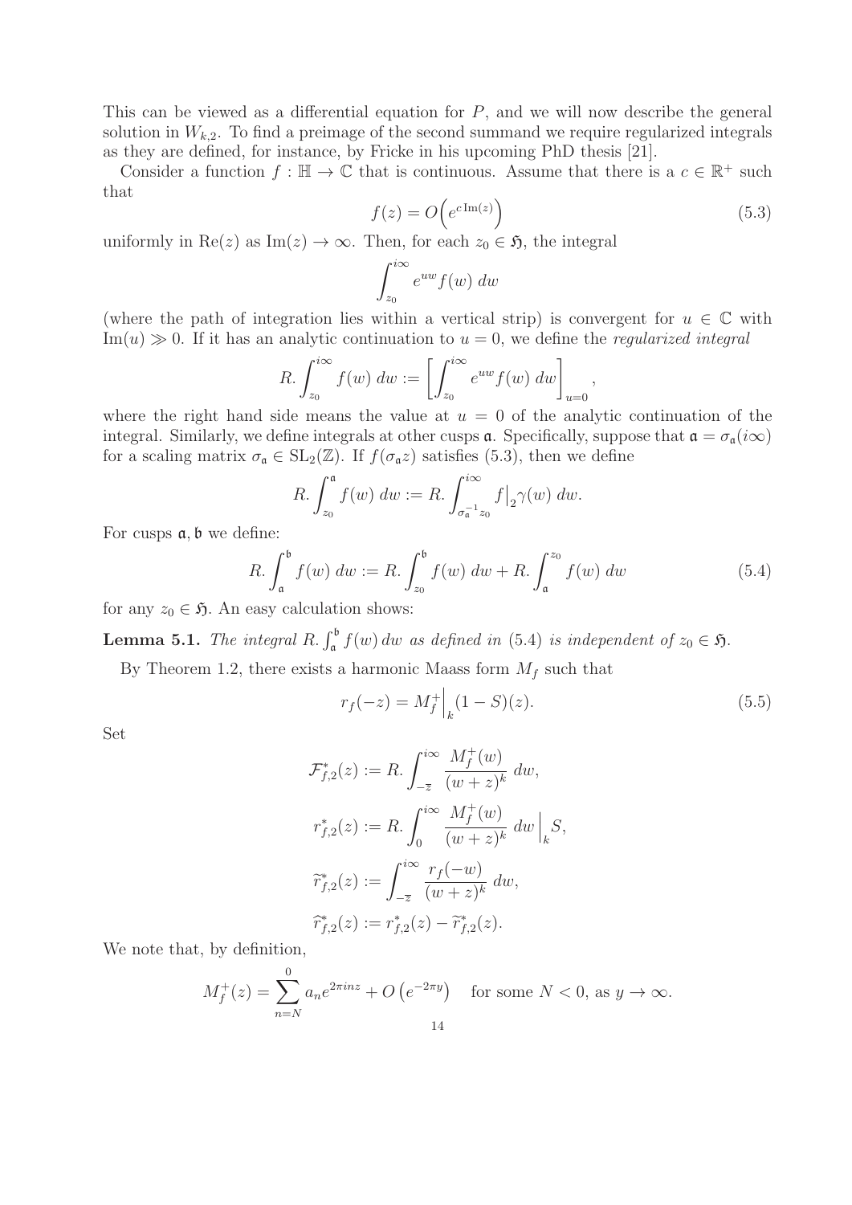This can be viewed as a differential equation for $P$, and we will now describe the general solution in $W_{k,2}$. To find a preimage of the second summand we require regularized integrals as they are defined, for instance, by Fricke in his upcoming PhD thesis [21].

Consider a function $f : \mathbb{H} \to \mathbb{C}$ that is continuous. Assume that there is a $c \in \mathbb{R}^+$ such that

$$f(z) = O\Big(e^{c\,\mathrm{Im}(z)}\Big) \tag{5.3}$$

uniformly in $\mathrm{Re}(z)$ as $\mathrm{Im}(z) \to \infty$. Then, for each $z_0 \in \mathfrak{H}$, the integral

$$\int_{z_0}^{i\infty} e^{uw} f(w)\, dw$$

(where the path of integration lies within a vertical strip) is convergent for $u \in \mathbb{C}$ with $\mathrm{Im}(u) \gg 0$. If it has an analytic continuation to $u = 0$, we define the *regularized integral*

$$R.\int_{z_0}^{i\infty} f(w)\, dw := \left[\int_{z_0}^{i\infty} e^{uw} f(w)\, dw\right]_{u=0},$$

where the right hand side means the value at $u = 0$ of the analytic continuation of the integral. Similarly, we define integrals at other cusps $\mathfrak{a}$. Specifically, suppose that $\mathfrak{a} = \sigma_{\mathfrak{a}}(i\infty)$ for a scaling matrix $\sigma_{\mathfrak{a}} \in \mathrm{SL}_2(\mathbb{Z})$. If $f(\sigma_{\mathfrak{a}} z)$ satisfies (5.3), then we define

$$R.\int_{z_0}^{\mathfrak{a}} f(w)\, dw := R.\int_{\sigma_{\mathfrak{a}}^{-1} z_0}^{i\infty} f\big|_2 \gamma(w)\, dw.$$

For cusps $\mathfrak{a}, \mathfrak{b}$ we define:

$$R.\int_{\mathfrak{a}}^{\mathfrak{b}} f(w)\, dw := R.\int_{z_0}^{\mathfrak{b}} f(w)\, dw + R.\int_{\mathfrak{a}}^{z_0} f(w)\, dw \tag{5.4}$$

for any $z_0 \in \mathfrak{H}$. An easy calculation shows:

**Lemma 5.1.** *The integral $R.\int_{\mathfrak{a}}^{\mathfrak{b}} f(w)\, dw$ as defined in (5.4) is independent of $z_0 \in \mathfrak{H}$.*

By Theorem 1.2, there exists a harmonic Maass form $M_f$ such that

$$r_f(-z) = M_f^+\Big|_k (1 - S)(z). \tag{5.5}$$

Set

$$\mathcal{F}_{f,2}^*(z) := R.\int_{-\overline{z}}^{i\infty} \frac{M_f^+(w)}{(w+z)^k}\, dw,$$

$$r_{f,2}^*(z) := R.\int_{0}^{i\infty} \frac{M_f^+(w)}{(w+z)^k}\, dw\,\Big|_k S,$$

$$\widetilde{r}_{f,2}^*(z) := \int_{-\overline{z}}^{i\infty} \frac{r_f(-w)}{(w+z)^k}\, dw,$$

$$\widehat{r}_{f,2}^*(z) := r_{f,2}^*(z) - \widetilde{r}_{f,2}^*(z).$$

We note that, by definition,

$$M_f^+(z) = \sum_{n=N}^{0} a_n e^{2\pi i n z} + O\left(e^{-2\pi y}\right) \quad \text{for some } N < 0, \text{ as } y \to \infty.$$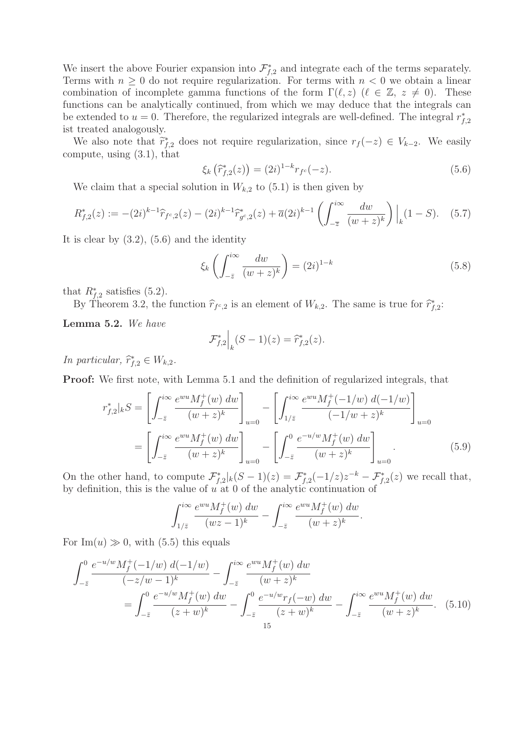We insert the above Fourier expansion into $\mathcal{F}_{f,2}^*$ and integrate each of the terms separately. Terms with $n \geq 0$ do not require regularization. For terms with $n < 0$ we obtain a linear combination of incomplete gamma functions of the form $\Gamma(\ell, z)$ ($\ell \in \mathbb{Z}$, $z \neq 0$). These functions can be analytically continued, from which we may deduce that the integrals can be extended to $u = 0$. Therefore, the regularized integrals are well-defined. The integral $r_{f,2}^*$ ist treated analogously.

We also note that $\widehat{r}_{f,2}^*$ does not require regularization, since $r_f(-z) \in V_{k-2}$. We easily compute, using (3.1), that

$$\xi_k\left(\widehat{r}_{f,2}^*(z)\right) = (2i)^{1-k} r_{f^c}(-z). \tag{5.6}$$

We claim that a special solution in $W_{k,2}$ to (5.1) is then given by

$$R_{f,2}^*(z) := -(2i)^{k-1}\widehat{r}_{f^c,2}(z) - (2i)^{k-1}\widehat{r}_{g^c,2}^*(z) + \overline{a}(2i)^{k-1}\left(\int_{-\overline{z}}^{i\infty} \frac{dw}{(w+z)^k}\right)\Big|_k (1-S). \tag{5.7}$$

It is clear by (3.2), (5.6) and the identity

$$\xi_k\left(\int_{-\bar{z}}^{i\infty} \frac{dw}{(w+z)^k}\right) = (2i)^{1-k} \tag{5.8}$$

that $R_{f,2}^*$ satisfies (5.2).

By Theorem 3.2, the function $\widehat{r}_{f^c,2}$ is an element of $W_{k,2}$. The same is true for $\widehat{r}_{f,2}^*$:

**Lemma 5.2.** *We have*

$$\mathcal{F}_{f,2}^*\Big|_k (S-1)(z) = \widehat{r}_{f,2}^*(z).$$

*In particular,* $\widehat{r}_{f,2}^* \in W_{k,2}$.

**Proof:** We first note, with Lemma 5.1 and the definition of regularized integrals, that

$$\begin{aligned}
r_{f,2}^*|_k S &= \left[\int_{-\bar{z}}^{i\infty} \frac{e^{wu} M_f^+(w)\, dw}{(w+z)^k}\right]_{u=0} - \left[\int_{1/\bar{z}}^{i\infty} \frac{e^{wu} M_f^+(-1/w)\, d(-1/w)}{(-1/w+z)^k}\right]_{u=0} \\
&= \left[\int_{-\bar{z}}^{i\infty} \frac{e^{wu} M_f^+(w)\, dw}{(w+z)^k}\right]_{u=0} - \left[\int_{-\bar{z}}^{0} \frac{e^{-u/w} M_f^+(w)\, dw}{(w+z)^k}\right]_{u=0}.
\end{aligned} \tag{5.9}$$

On the other hand, to compute $\mathcal{F}_{f,2}^*|_k(S-1)(z) = \mathcal{F}_{f,2}^*(-1/z)z^{-k} - \mathcal{F}_{f,2}^*(z)$ we recall that, by definition, this is the value of $u$ at 0 of the analytic continuation of

$$\int_{1/\bar{z}}^{i\infty} \frac{e^{wu} M_f^+(w)\, dw}{(wz-1)^k} - \int_{-\bar{z}}^{i\infty} \frac{e^{wu} M_f^+(w)\, dw}{(w+z)^k}.$$

For $\mathrm{Im}(u) \gg 0$, with (5.5) this equals

$$\begin{aligned}
&\int_{-\bar{z}}^{0} \frac{e^{-u/w} M_f^+(-1/w)\, d(-1/w)}{(-z/w-1)^k} - \int_{-\bar{z}}^{i\infty} \frac{e^{wu} M_f^+(w)\, dw}{(w+z)^k} \\
&\qquad = \int_{-\bar{z}}^{0} \frac{e^{-u/w} M_f^+(w)\, dw}{(z+w)^k} - \int_{-\bar{z}}^{0} \frac{e^{-u/w} r_f(-w)\, dw}{(z+w)^k} - \int_{-\bar{z}}^{i\infty} \frac{e^{wu} M_f^+(w)\, dw}{(w+z)^k}.
\end{aligned} \tag{5.10}$$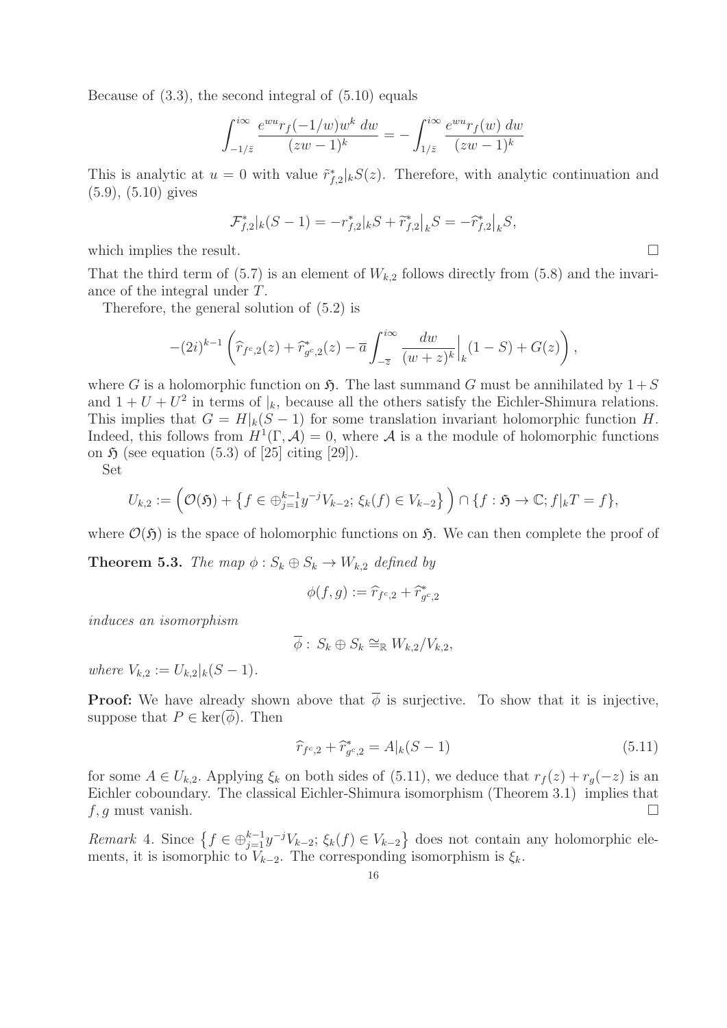Because of (3.3), the second integral of (5.10) equals

$$\int_{-1/\bar{z}}^{i\infty} \frac{e^{wu} r_f(-1/w) w^k \, dw}{(zw-1)^k} = -\int_{1/\bar{z}}^{i\infty} \frac{e^{wu} r_f(w) \, dw}{(zw-1)^k}$$

This is analytic at $u = 0$ with value $\tilde{r}^*_{f,2}|_k S(z)$. Therefore, with analytic continuation and (5.9), (5.10) gives

$$\mathcal{F}^*_{f,2}|_k(S-1) = -r^*_{f,2}|_k S + \widetilde{r}^*_{f,2}\big|_k S = -\widehat{r}^*_{f,2}\big|_k S,$$

which implies the result. $\square$

That the third term of (5.7) is an element of $W_{k,2}$ follows directly from (5.8) and the invariance of the integral under $T$.

Therefore, the general solution of (5.2) is

$$-(2i)^{k-1}\left(\widehat{r}_{f^c,2}(z) + \widehat{r}^*_{g^c,2}(z) - \overline{a}\int_{-\overline{z}}^{i\infty} \frac{dw}{(w+z)^k}\Big|_k(1-S) + G(z)\right),$$

where $G$ is a holomorphic function on $\mathfrak{H}$. The last summand $G$ must be annihilated by $1+S$ and $1+U+U^2$ in terms of $|_k$, because all the others satisfy the Eichler-Shimura relations. This implies that $G = H|_k(S-1)$ for some translation invariant holomorphic function $H$. Indeed, this follows from $H^1(\Gamma, \mathcal{A}) = 0$, where $\mathcal{A}$ is a the module of holomorphic functions on $\mathfrak{H}$ (see equation (5.3) of [25] citing [29]).

Set

$$U_{k,2} := \Big(\mathcal{O}(\mathfrak{H}) + \big\{f \in \oplus_{j=1}^{k-1} y^{-j} V_{k-2};\, \xi_k(f) \in V_{k-2}\big\}\Big) \cap \{f : \mathfrak{H} \to \mathbb{C}; f|_k T = f\},$$

where $\mathcal{O}(\mathfrak{H})$ is the space of holomorphic functions on $\mathfrak{H}$. We can then complete the proof of

**Theorem 5.3.** *The map $\phi : S_k \oplus S_k \to W_{k,2}$ defined by*

$$\phi(f,g) := \widehat{r}_{f^c,2} + \widehat{r}^*_{g^c,2}$$

*induces an isomorphism*

$$\overline{\phi} :\, S_k \oplus S_k \cong_{\mathbb{R}} W_{k,2}/V_{k,2},$$

*where $V_{k,2} := U_{k,2}|_k(S-1)$.*

**Proof:** We have already shown above that $\overline{\phi}$ is surjective. To show that it is injective, suppose that $P \in \ker(\overline{\phi})$. Then

$$\widehat{r}_{f^c,2} + \widehat{r}^*_{g^c,2} = A|_k(S-1) \tag{5.11}$$

for some $A \in U_{k,2}$. Applying $\xi_k$ on both sides of (5.11), we deduce that $r_f(z) + r_g(-z)$ is an Eichler coboundary. The classical Eichler-Shimura isomorphism (Theorem 3.1) implies that $f, g$ must vanish. $\square$

*Remark* 4. Since $\big\{f \in \oplus_{j=1}^{k-1} y^{-j} V_{k-2};\, \xi_k(f) \in V_{k-2}\big\}$ does not contain any holomorphic elements, it is isomorphic to $V_{k-2}$. The corresponding isomorphism is $\xi_k$.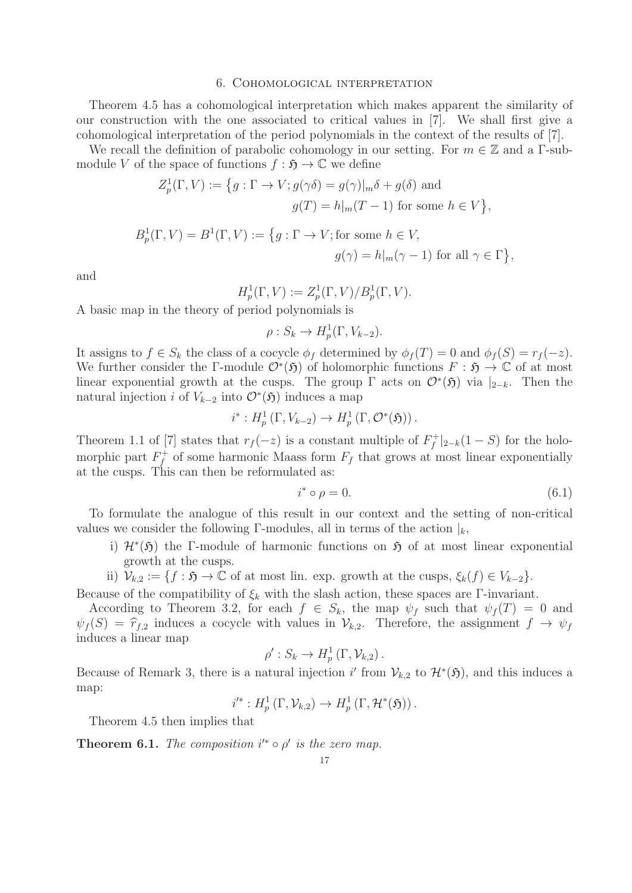## 6. Cohomological interpretation

Theorem 4.5 has a cohomological interpretation which makes apparent the similarity of our construction with the one associated to critical values in [7]. We shall first give a cohomological interpretation of the period polynomials in the context of the results of [7].

We recall the definition of parabolic cohomology in our setting. For $m \in \mathbb{Z}$ and a $\Gamma$-submodule $V$ of the space of functions $f : \mathfrak{H} \to \mathbb{C}$ we define

$$Z^1_p(\Gamma, V) := \big\{ g : \Gamma \to V; g(\gamma\delta) = g(\gamma)|_m \delta + g(\delta) \text{ and}$$
$$g(T) = h|_m(T-1) \text{ for some } h \in V \big\},$$

$$B^1_p(\Gamma, V) = B^1(\Gamma, V) := \big\{ g : \Gamma \to V; \text{for some } h \in V,$$
$$g(\gamma) = h|_m(\gamma - 1) \text{ for all } \gamma \in \Gamma \big\},$$

and

$$H^1_p(\Gamma, V) := Z^1_p(\Gamma, V)/B^1_p(\Gamma, V).$$

A basic map in the theory of period polynomials is

$$\rho : S_k \to H^1_p(\Gamma, V_{k-2}).$$

It assigns to $f \in S_k$ the class of a cocycle $\phi_f$ determined by $\phi_f(T) = 0$ and $\phi_f(S) = r_f(-z)$. We further consider the $\Gamma$-module $\mathcal{O}^*(\mathfrak{H})$ of holomorphic functions $F : \mathfrak{H} \to \mathbb{C}$ of at most linear exponential growth at the cusps. The group $\Gamma$ acts on $\mathcal{O}^*(\mathfrak{H})$ via $|_{2-k}$. Then the natural injection $i$ of $V_{k-2}$ into $\mathcal{O}^*(\mathfrak{H})$ induces a map

$$i^* : H^1_p(\Gamma, V_{k-2}) \to H^1_p(\Gamma, \mathcal{O}^*(\mathfrak{H})).$$

Theorem 1.1 of [7] states that $r_f(-z)$ is a constant multiple of $F^+_f|_{2-k}(1-S)$ for the holomorphic part $F^+_f$ of some harmonic Maass form $F_f$ that grows at most linear exponentially at the cusps. This can then be reformulated as:

$$i^* \circ \rho = 0. \tag{6.1}$$

To formulate the analogue of this result in our context and the setting of non-critical values we consider the following $\Gamma$-modules, all in terms of the action $|_k$,

i) $\mathcal{H}^*(\mathfrak{H})$ the $\Gamma$-module of harmonic functions on $\mathfrak{H}$ of at most linear exponential growth at the cusps.

ii) $\mathcal{V}_{k,2} := \{f : \mathfrak{H} \to \mathbb{C}$ of at most lin. exp. growth at the cusps, $\xi_k(f) \in V_{k-2}\}$.

Because of the compatibility of $\xi_k$ with the slash action, these spaces are $\Gamma$-invariant.

According to Theorem 3.2, for each $f \in S_k$, the map $\psi_f$ such that $\psi_f(T) = 0$ and $\psi_f(S) = \widehat{r}_{f,2}$ induces a cocycle with values in $\mathcal{V}_{k,2}$. Therefore, the assignment $f \to \psi_f$ induces a linear map

$$\rho' : S_k \to H^1_p(\Gamma, \mathcal{V}_{k,2}).$$

Because of Remark 3, there is a natural injection $i'$ from $\mathcal{V}_{k,2}$ to $\mathcal{H}^*(\mathfrak{H})$, and this induces a map:

$$i'^* : H^1_p(\Gamma, \mathcal{V}_{k,2}) \to H^1_p(\Gamma, \mathcal{H}^*(\mathfrak{H})).$$

Theorem 4.5 then implies that

**Theorem 6.1.** *The composition $i'^* \circ \rho'$ is the zero map.*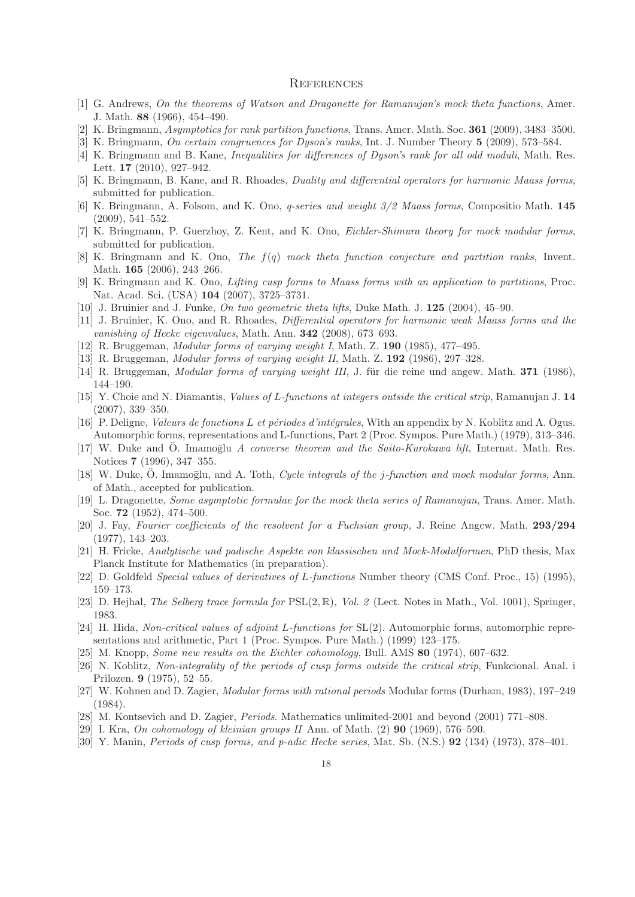## References

[1] G. Andrews, *On the theorems of Watson and Dragonette for Ramanujan's mock theta functions*, Amer. J. Math. **88** (1966), 454–490.

[2] K. Bringmann, *Asymptotics for rank partition functions*, Trans. Amer. Math. Soc. **361** (2009), 3483–3500.

[3] K. Bringmann, *On certain congruences for Dyson's ranks*, Int. J. Number Theory **5** (2009), 573–584.

[4] K. Bringmann and B. Kane, *Inequalities for differences of Dyson's rank for all odd moduli*, Math. Res. Lett. **17** (2010), 927–942.

[5] K. Bringmann, B. Kane, and R. Rhoades, *Duality and differential operators for harmonic Maass forms*, submitted for publication.

[6] K. Bringmann, A. Folsom, and K. Ono, *q-series and weight 3/2 Maass forms*, Compositio Math. **145** (2009), 541–552.

[7] K. Bringmann, P. Guerzhoy, Z. Kent, and K. Ono, *Eichler-Shimura theory for mock modular forms*, submitted for publication.

[8] K. Bringmann and K. Ono, *The $f(q)$ mock theta function conjecture and partition ranks*, Invent. Math. **165** (2006), 243–266.

[9] K. Bringmann and K. Ono, *Lifting cusp forms to Maass forms with an application to partitions*, Proc. Nat. Acad. Sci. (USA) **104** (2007), 3725–3731.

[10] J. Bruinier and J. Funke, *On two geometric theta lifts*, Duke Math. J. **125** (2004), 45–90.

[11] J. Bruinier, K. Ono, and R. Rhoades, *Differential operators for harmonic weak Maass forms and the vanishing of Hecke eigenvalues*, Math. Ann. **342** (2008), 673–693.

[12] R. Bruggeman, *Modular forms of varying weight I*, Math. Z. **190** (1985), 477–495.

[13] R. Bruggeman, *Modular forms of varying weight II*, Math. Z. **192** (1986), 297–328.

[14] R. Bruggeman, *Modular forms of varying weight III*, J. für die reine und angew. Math. **371** (1986), 144–190.

[15] Y. Choie and N. Diamantis, *Values of L-functions at integers outside the critical strip*, Ramanujan J. **14** (2007), 339–350.

[16] P. Deligne, *Valeurs de fonctions L et périodes d'intégrales*, With an appendix by N. Koblitz and A. Ogus. Automorphic forms, representations and L-functions, Part 2 (Proc. Sympos. Pure Math.) (1979), 313–346.

[17] W. Duke and Ö. Imamoḡlu *A converse theorem and the Saito-Kurokawa lift*, Internat. Math. Res. Notices **7** (1996), 347–355.

[18] W. Duke, Ö. Imamoḡlu, and A. Toth, *Cycle integrals of the j-function and mock modular forms*, Ann. of Math., accepted for publication.

[19] L. Dragonette, *Some asymptotic formulae for the mock theta series of Ramanujan*, Trans. Amer. Math. Soc. **72** (1952), 474–500.

[20] J. Fay, *Fourier coefficients of the resolvent for a Fuchsian group*, J. Reine Angew. Math. **293/294** (1977), 143–203.

[21] H. Fricke, *Analytische und padische Aspekte von klassischen und Mock-Modulformen*, PhD thesis, Max Planck Institute for Mathematics (in preparation).

[22] D. Goldfeld *Special values of derivatives of L-functions* Number theory (CMS Conf. Proc., 15) (1995), 159–173.

[23] D. Hejhal, *The Selberg trace formula for* $\mathrm{PSL}(2,\mathbb{R})$*, Vol. 2* (Lect. Notes in Math., Vol. 1001), Springer, 1983.

[24] H. Hida, *Non-critical values of adjoint L-functions for* $\mathrm{SL}(2)$. Automorphic forms, automorphic representations and arithmetic, Part 1 (Proc. Sympos. Pure Math.) (1999) 123–175.

[25] M. Knopp, *Some new results on the Eichler cohomology*, Bull. AMS **80** (1974), 607–632.

[26] N. Koblitz, *Non-integrality of the periods of cusp forms outside the critical strip*, Funkcional. Anal. i Prilozen. **9** (1975), 52–55.

[27] W. Kohnen and D. Zagier, *Modular forms with rational periods* Modular forms (Durham, 1983), 197–249 (1984).

[28] M. Kontsevich and D. Zagier, *Periods*. Mathematics unlimited-2001 and beyond (2001) 771–808.

[29] I. Kra, *On cohomology of kleinian groups II* Ann. of Math. (2) **90** (1969), 576–590.

[30] Y. Manin, *Periods of cusp forms, and p-adic Hecke series*, Mat. Sb. (N.S.) **92** (134) (1973), 378–401.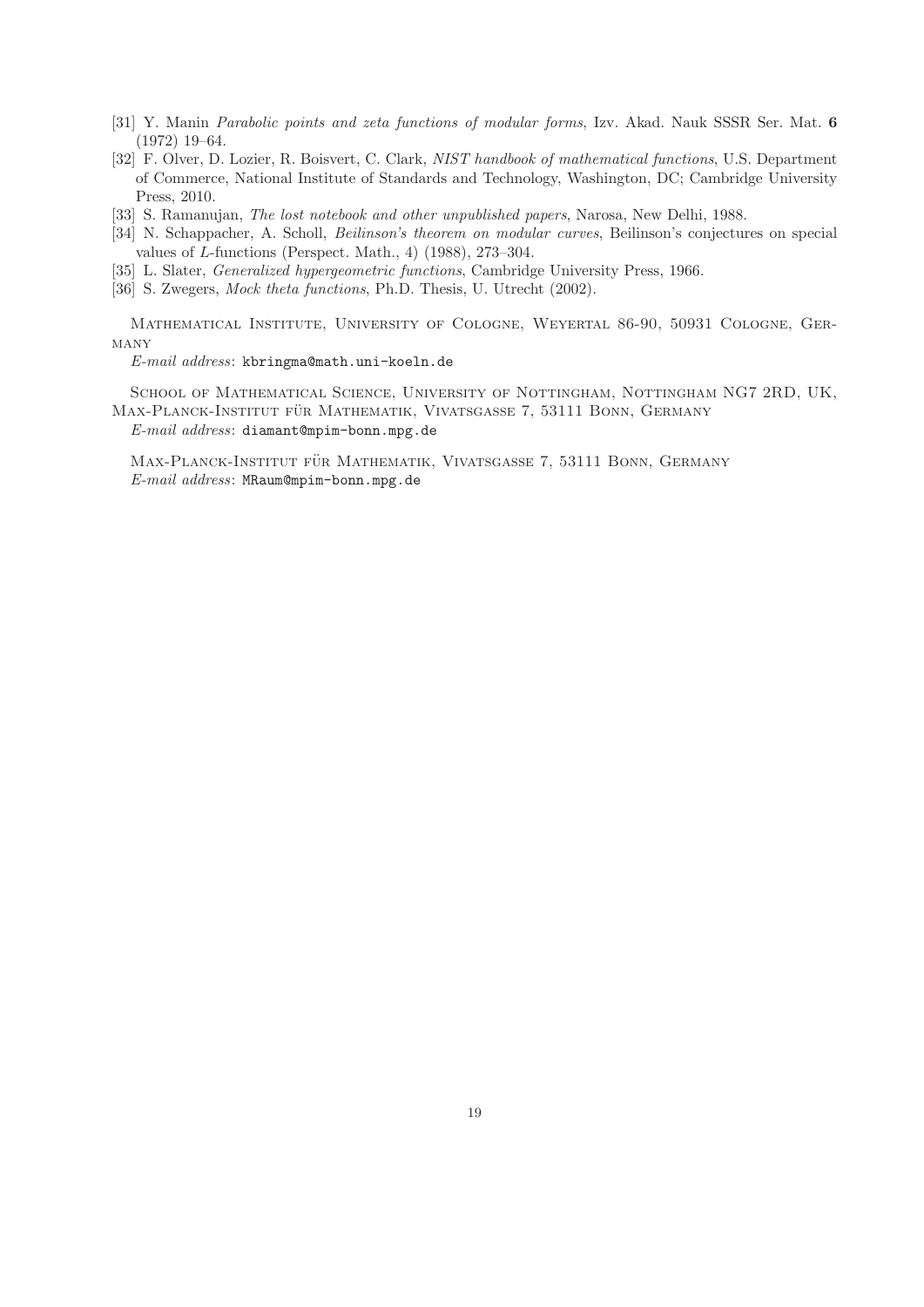[31] Y. Manin *Parabolic points and zeta functions of modular forms*, Izv. Akad. Nauk SSSR Ser. Mat. **6** (1972) 19–64.

[32] F. Olver, D. Lozier, R. Boisvert, C. Clark, *NIST handbook of mathematical functions*, U.S. Department of Commerce, National Institute of Standards and Technology, Washington, DC; Cambridge University Press, 2010.

[33] S. Ramanujan, *The lost notebook and other unpublished papers*, Narosa, New Delhi, 1988.

[34] N. Schappacher, A. Scholl, *Beilinson's theorem on modular curves*, Beilinson's conjectures on special values of $L$-functions (Perspect. Math., 4) (1988), 273–304.

[35] L. Slater, *Generalized hypergeometric functions*, Cambridge University Press, 1966.

[36] S. Zwegers, *Mock theta functions*, Ph.D. Thesis, U. Utrecht (2002).

Mathematical Institute, University of Cologne, Weyertal 86-90, 50931 Cologne, Germany

*E-mail address*: kbringma@math.uni-koeln.de

School of Mathematical Science, University of Nottingham, Nottingham NG7 2RD, UK, Max-Planck-Institut für Mathematik, Vivatsgasse 7, 53111 Bonn, Germany

*E-mail address*: diamant@mpim-bonn.mpg.de

Max-Planck-Institut für Mathematik, Vivatsgasse 7, 53111 Bonn, Germany

*E-mail address*: MRaum@mpim-bonn.mpg.de